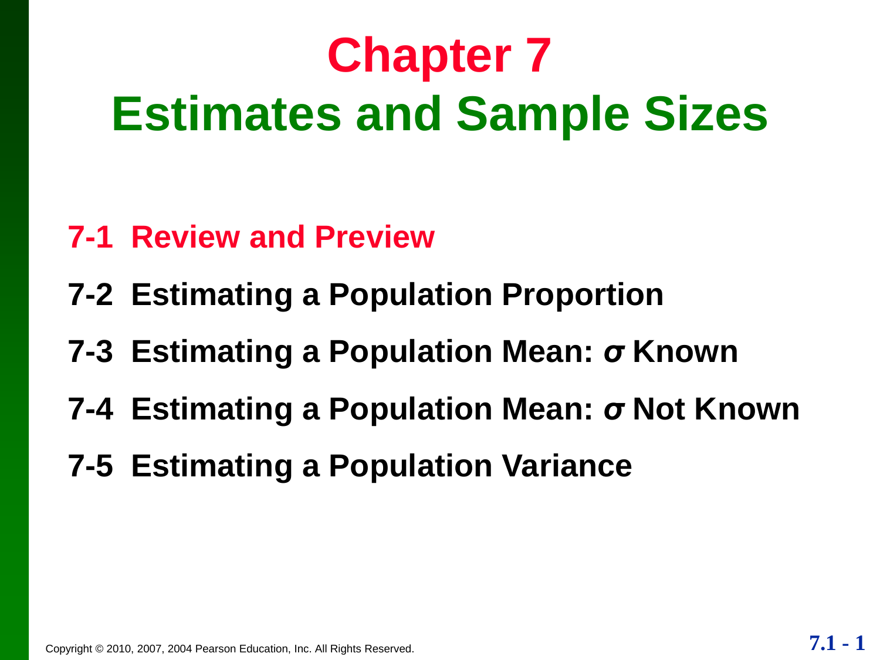# Chapter 7
# Estimates and Sample Sizes

**7-1 Review and Preview**

**7-2 Estimating a Population Proportion**

**7-3 Estimating a Population Mean: $\sigma$ Known**

**7-4 Estimating a Population Mean: $\sigma$ Not Known**

**7-5 Estimating a Population Variance**

Copyright © 2010, 2007, 2004 Pearson Education, Inc. All Rights Reserved.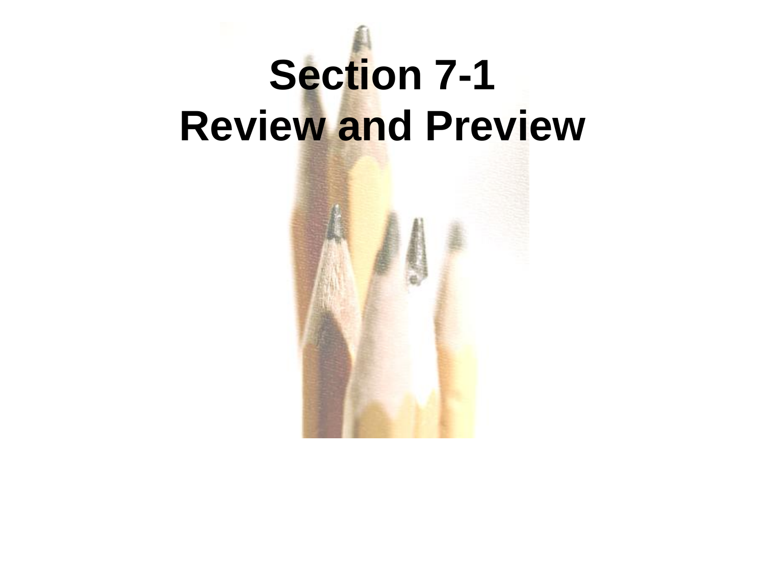# Section 7-1
# Review and Preview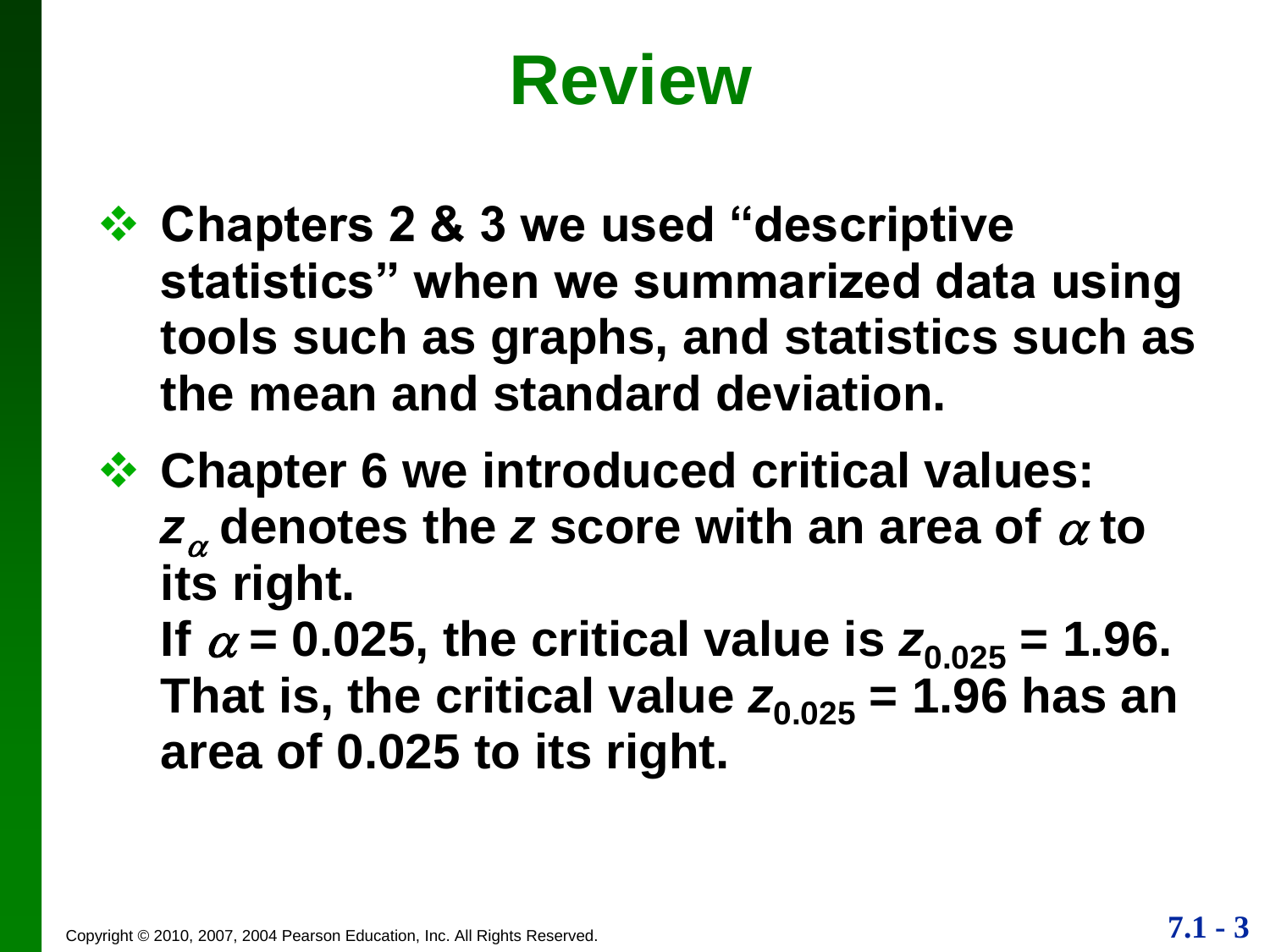# Review

- **Chapters 2 & 3 we used "descriptive statistics" when we summarized data using tools such as graphs, and statistics such as the mean and standard deviation.**
- **Chapter 6 we introduced critical values: $z_\alpha$ denotes the $z$ score with an area of $\alpha$ to its right.**
  **If $\alpha = 0.025$, the critical value is $z_{0.025} = 1.96$. That is, the critical value $z_{0.025} = 1.96$ has an area of 0.025 to its right.**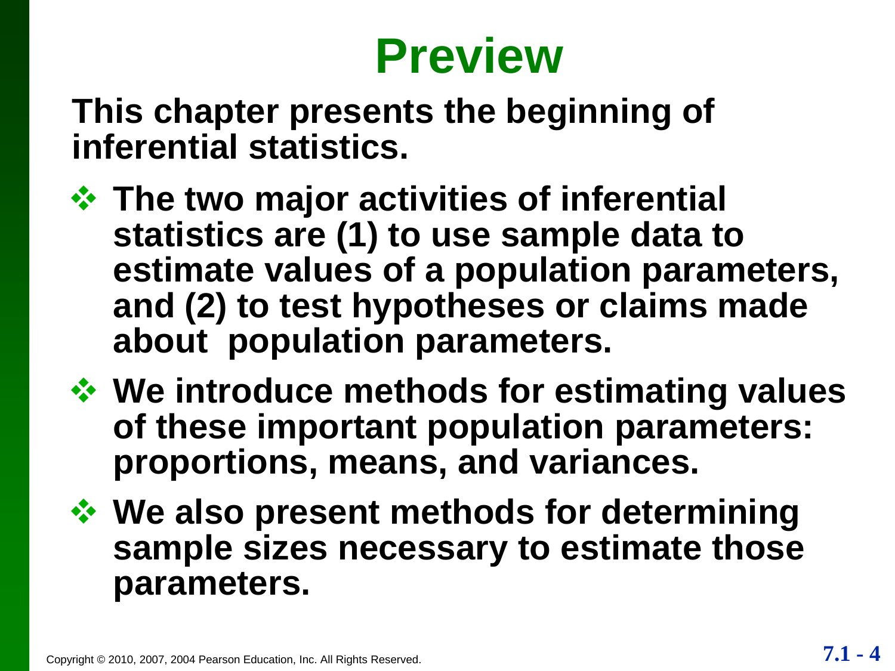# Preview

**This chapter presents the beginning of inferential statistics.**

- **The two major activities of inferential statistics are (1) to use sample data to estimate values of a population parameters, and (2) to test hypotheses or claims made about population parameters.**
- **We introduce methods for estimating values of these important population parameters: proportions, means, and variances.**
- **We also present methods for determining sample sizes necessary to estimate those parameters.**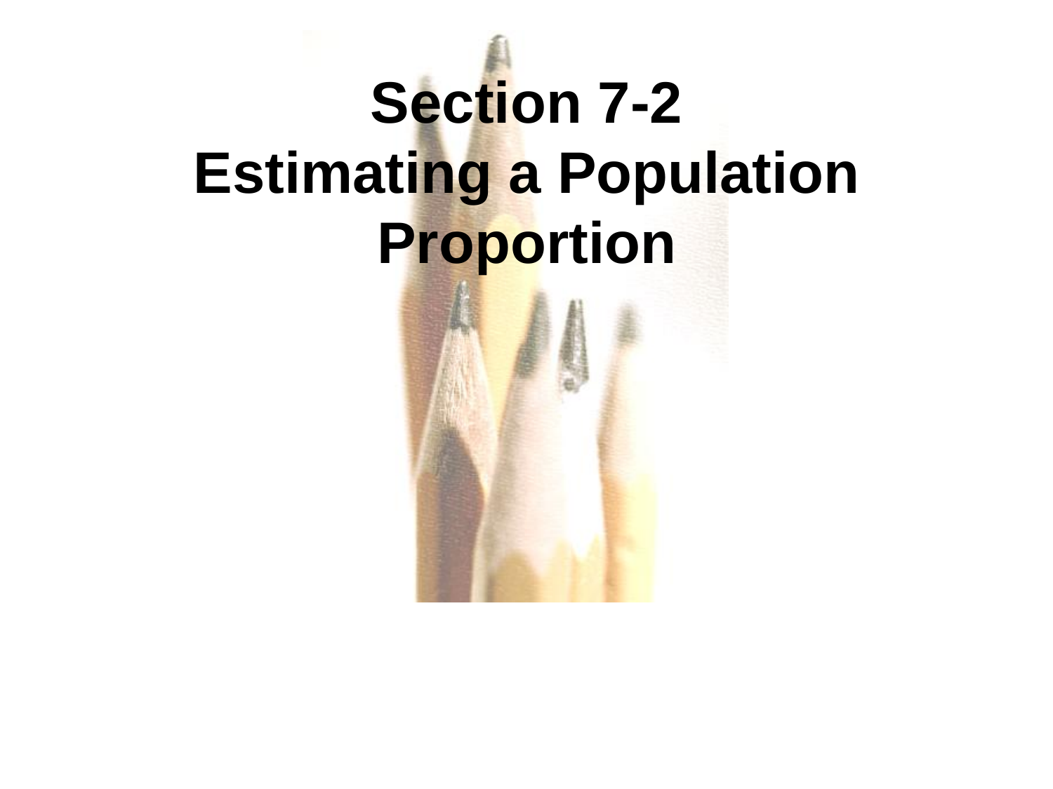# Section 7-2
# Estimating a Population Proportion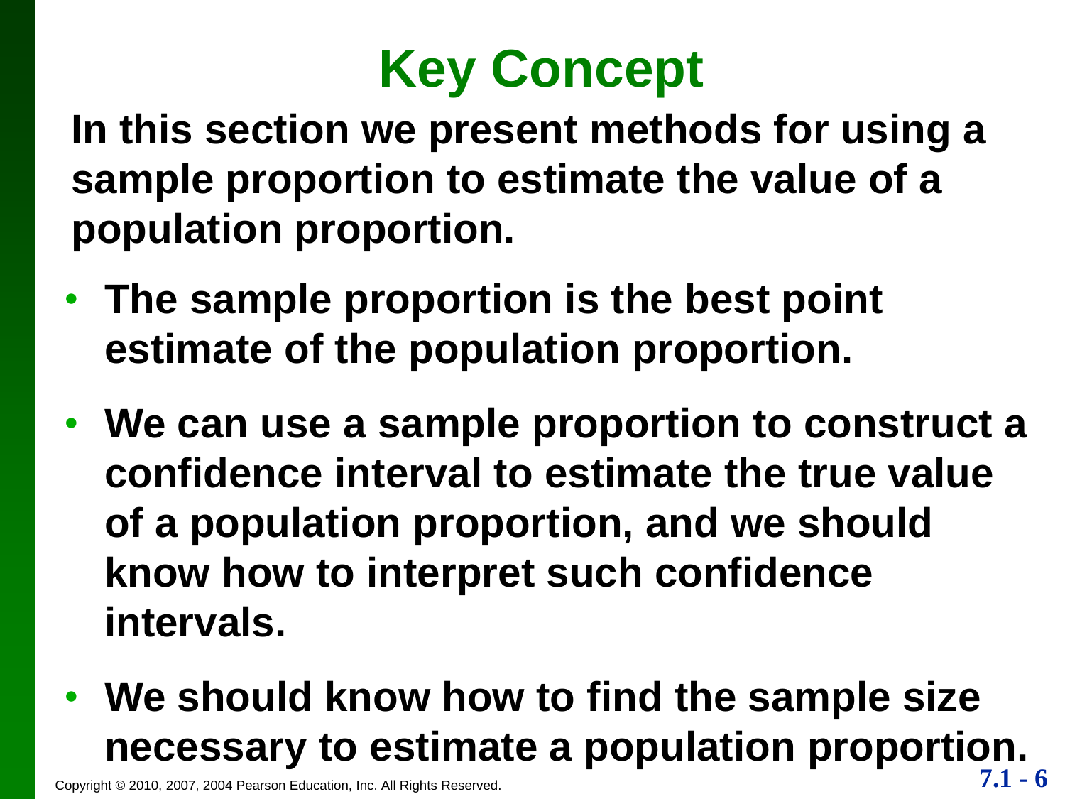# Key Concept

**In this section we present methods for using a sample proportion to estimate the value of a population proportion.**

- **The sample proportion is the best point estimate of the population proportion.**
- **We can use a sample proportion to construct a confidence interval to estimate the true value of a population proportion, and we should know how to interpret such confidence intervals.**
- **We should know how to find the sample size necessary to estimate a population proportion.**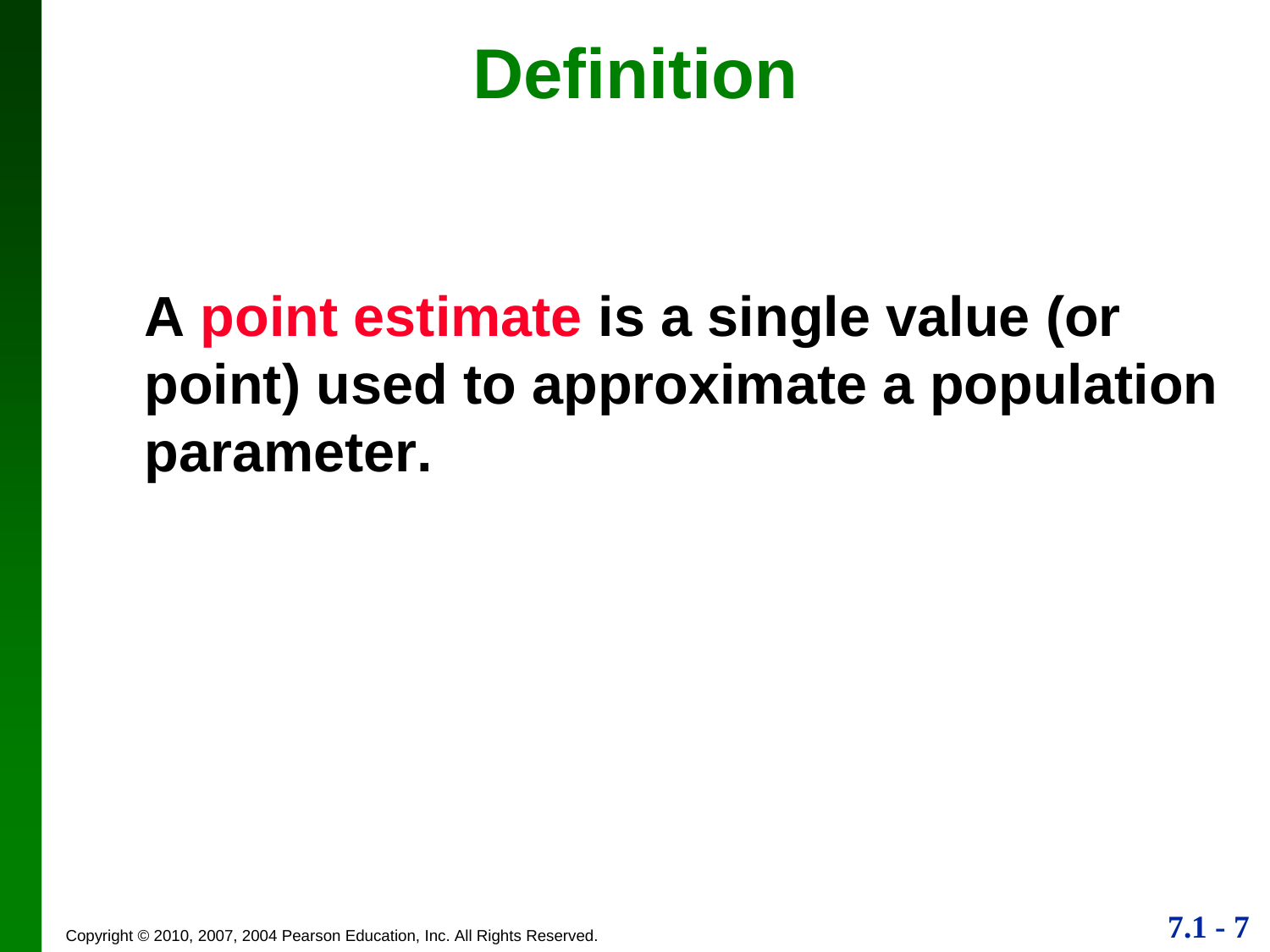# Definition

**A point estimate is a single value (or point) used to approximate a population parameter.**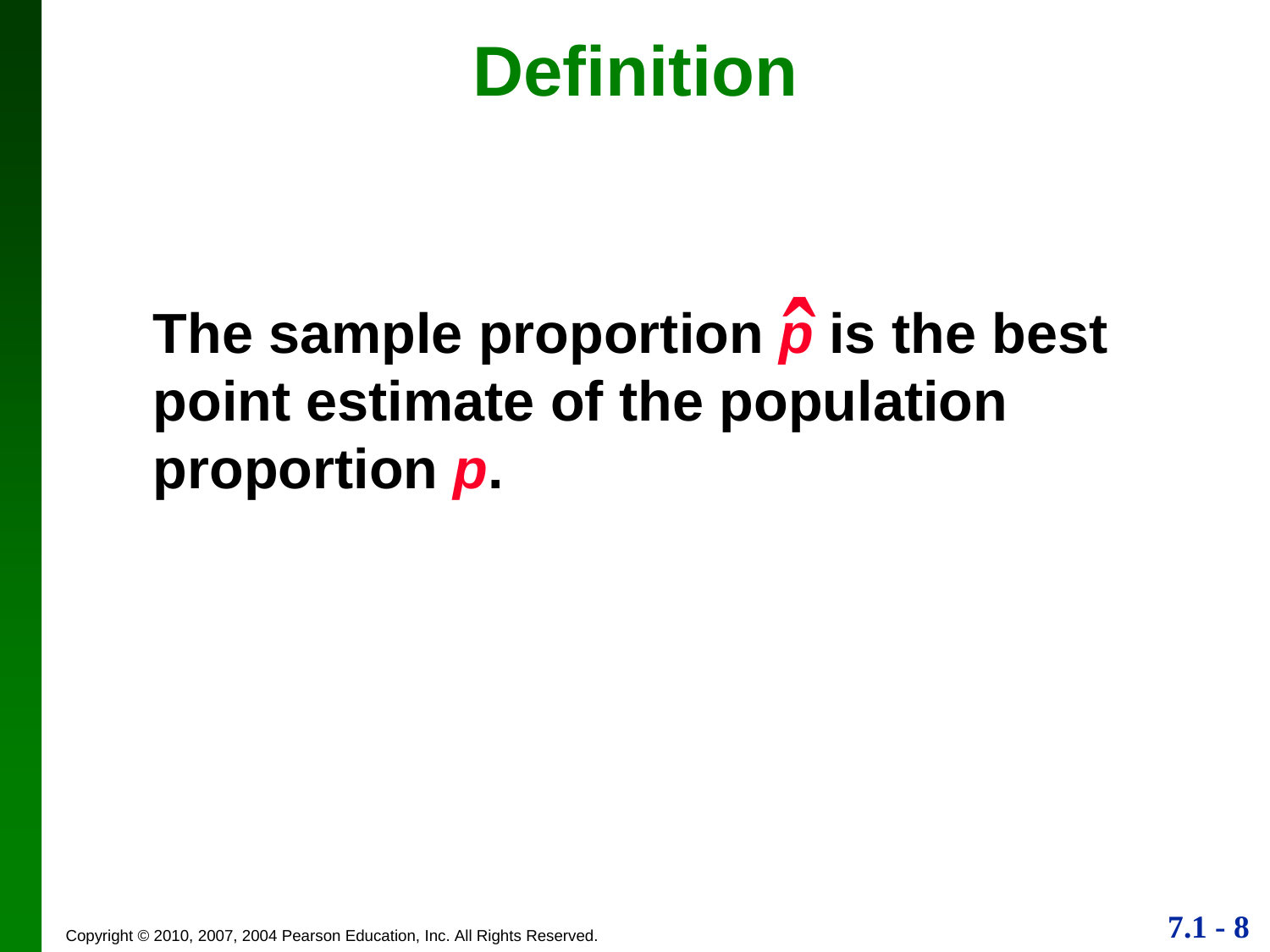# Definition

**The sample proportion $\hat{p}$ is the best point estimate of the population proportion $p$.**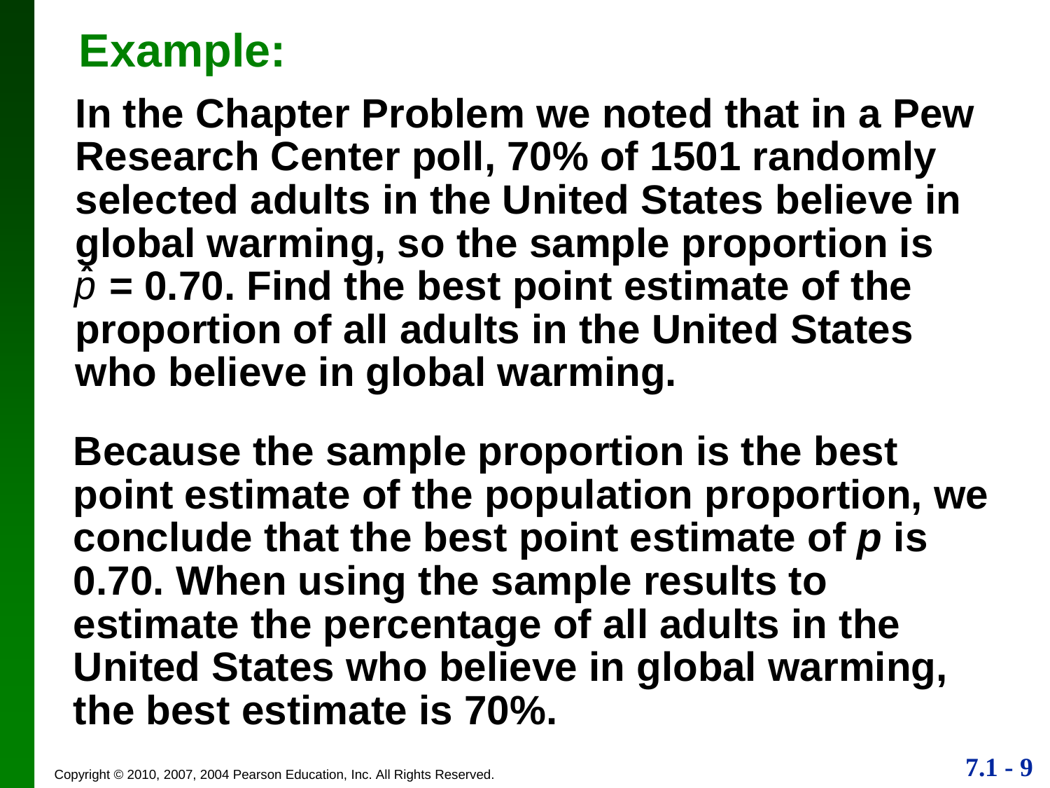## Example:

**In the Chapter Problem we noted that in a Pew Research Center poll, 70% of 1501 randomly selected adults in the United States believe in global warming, so the sample proportion is $\hat{p}$ = 0.70. Find the best point estimate of the proportion of all adults in the United States who believe in global warming.**

**Because the sample proportion is the best point estimate of the population proportion, we conclude that the best point estimate of $p$ is 0.70. When using the sample results to estimate the percentage of all adults in the United States who believe in global warming, the best estimate is 70%.**

Copyright © 2010, 2007, 2004 Pearson Education, Inc. All Rights Reserved.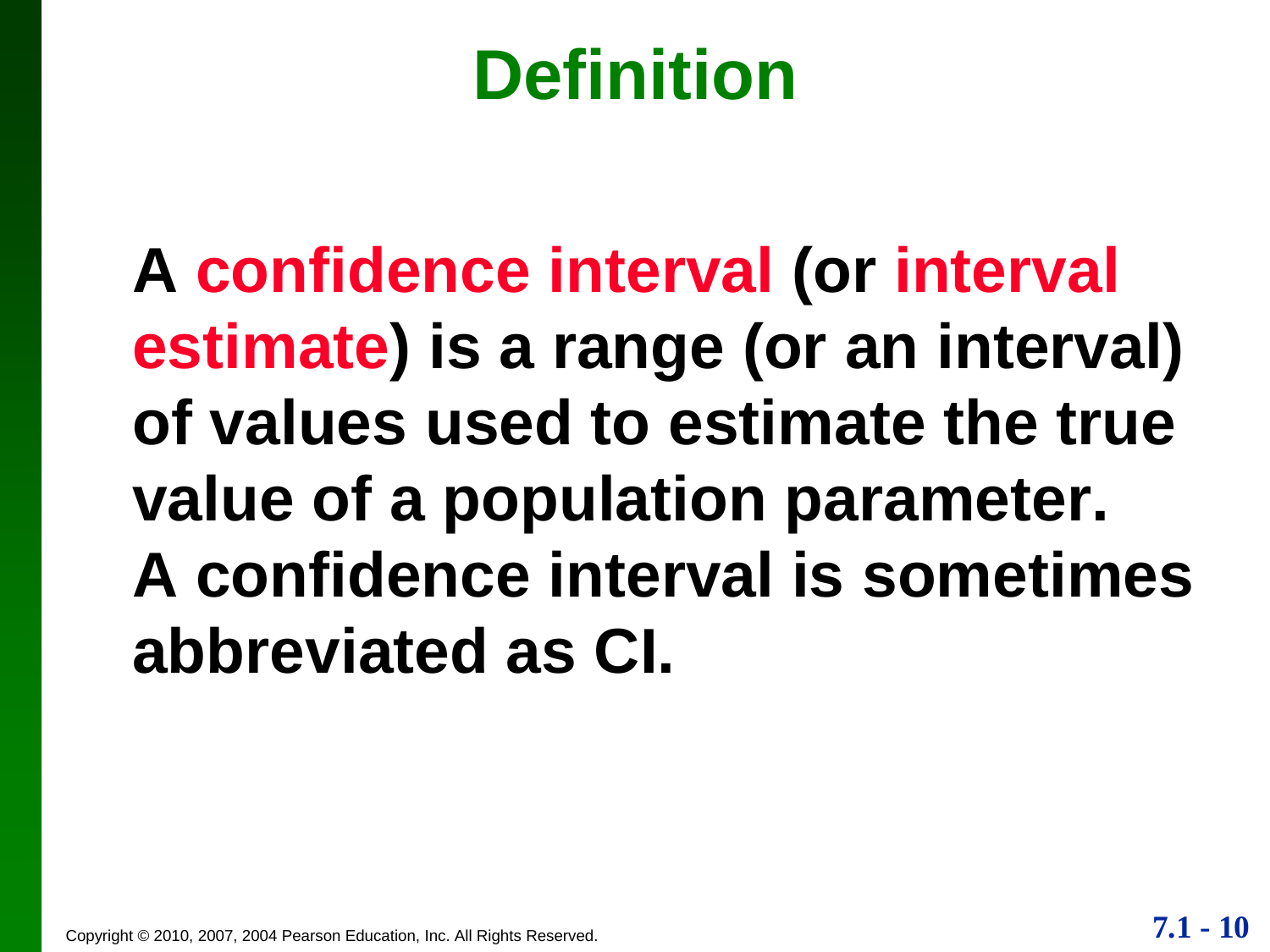# Definition

**A confidence interval (or interval estimate) is a range (or an interval) of values used to estimate the true value of a population parameter. A confidence interval is sometimes abbreviated as CI.**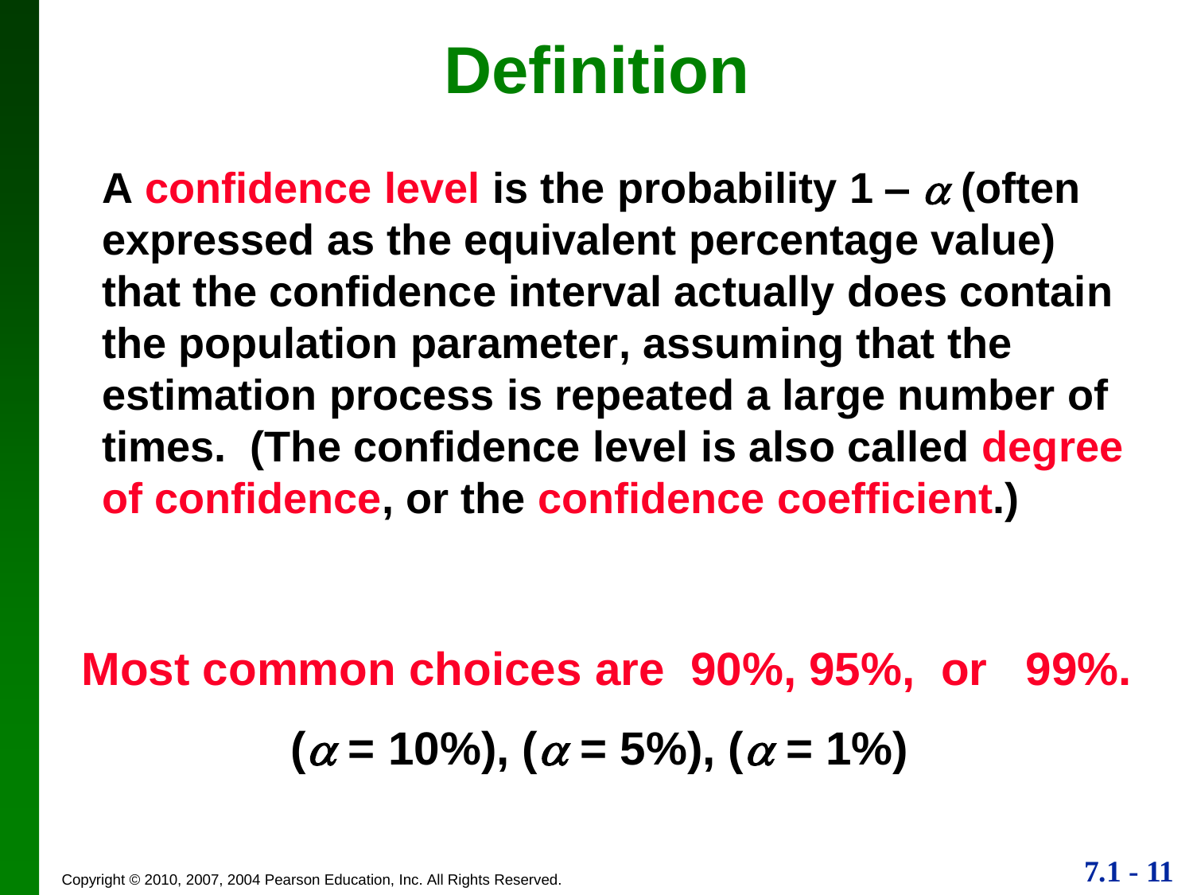# Definition

**A confidence level is the probability $1 - \alpha$ (often expressed as the equivalent percentage value) that the confidence interval actually does contain the population parameter, assuming that the estimation process is repeated a large number of times. (The confidence level is also called degree of confidence, or the confidence coefficient.)**

**Most common choices are 90%, 95%, or 99%.**

**($\alpha = 10\%$), ($\alpha = 5\%$), ($\alpha = 1\%$)**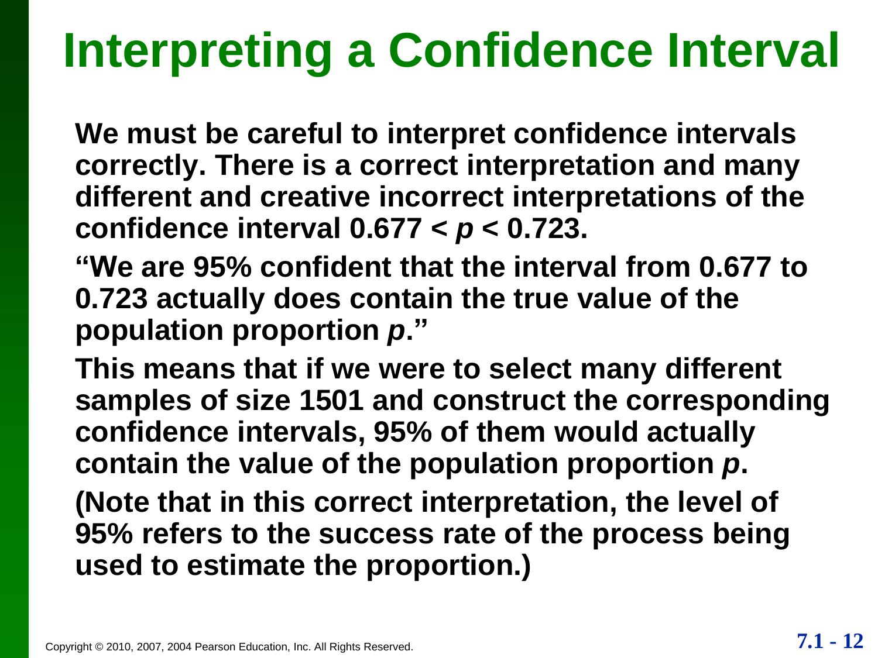# Interpreting a Confidence Interval

**We must be careful to interpret confidence intervals correctly. There is a correct interpretation and many different and creative incorrect interpretations of the confidence interval $0.677 < p < 0.723$.**

**"We are 95% confident that the interval from 0.677 to 0.723 actually does contain the true value of the population proportion $p$."**

**This means that if we were to select many different samples of size 1501 and construct the corresponding confidence intervals, 95% of them would actually contain the value of the population proportion $p$.**

**(Note that in this correct interpretation, the level of 95% refers to the success rate of the process being used to estimate the proportion.)**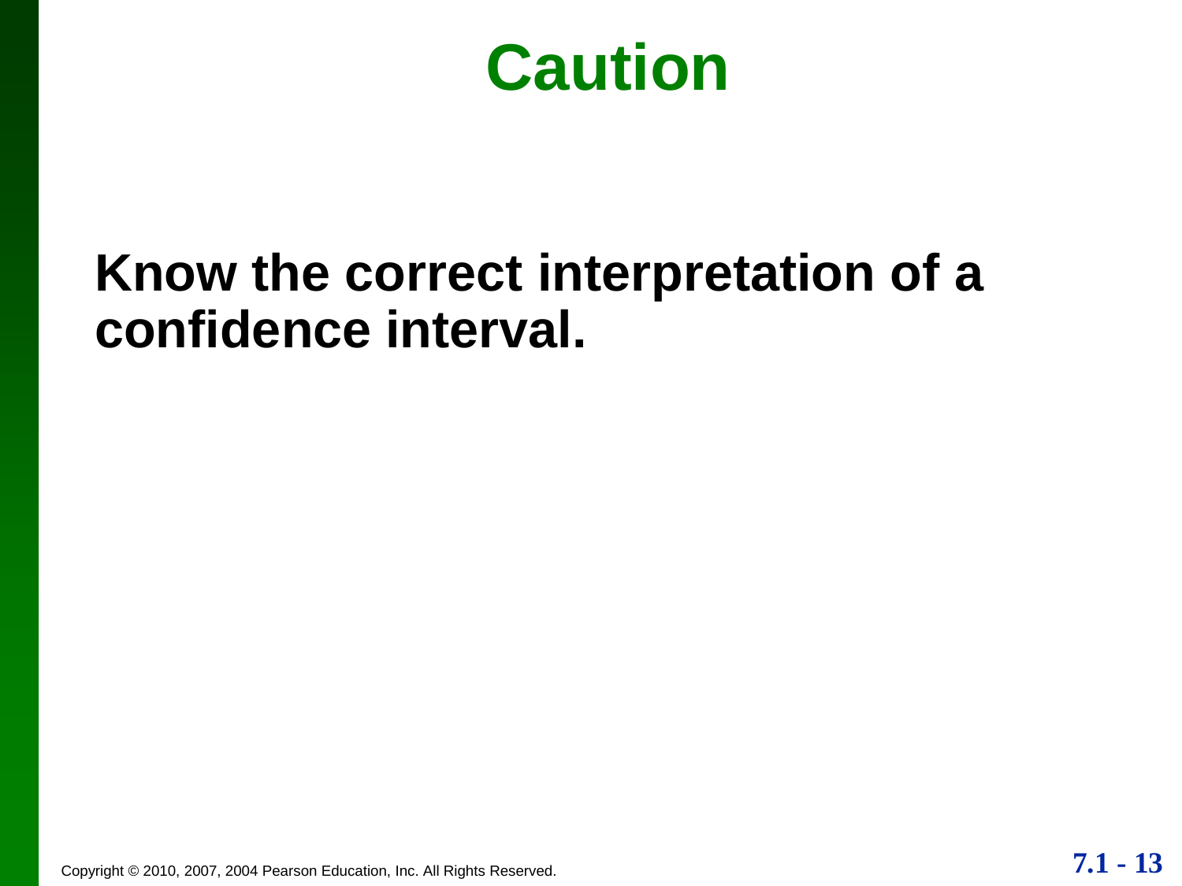# Caution

**Know the correct interpretation of a confidence interval.**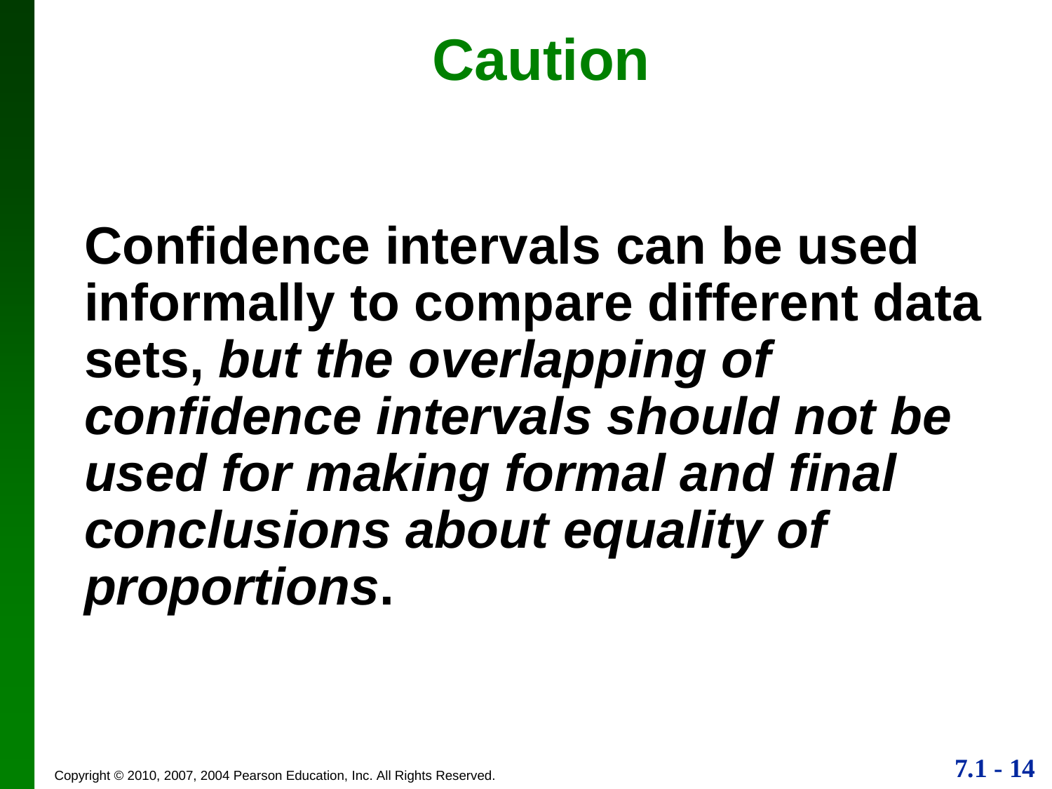# Caution

**Confidence intervals can be used informally to compare different data sets, *but the overlapping of confidence intervals should not be used for making formal and final conclusions about equality of proportions*.**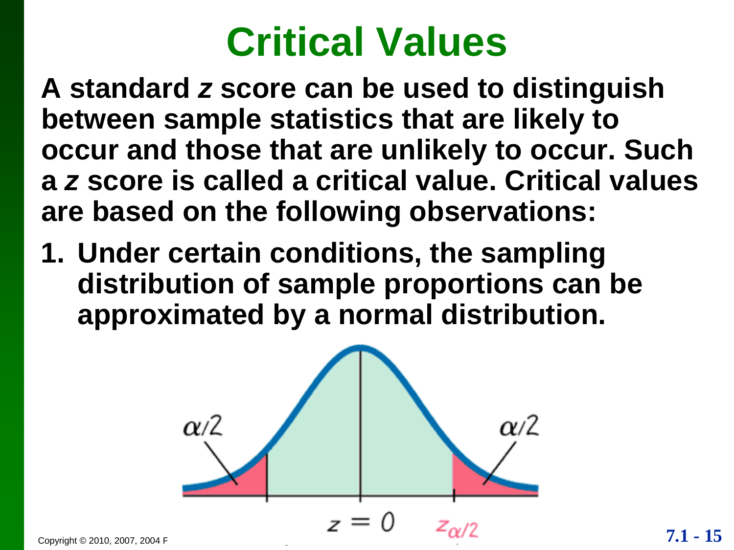# Critical Values

**A standard *z* score can be used to distinguish between sample statistics that are likely to occur and those that are unlikely to occur. Such a *z* score is called a critical value. Critical values are based on the following observations:**

1. **Under certain conditions, the sampling distribution of sample proportions can be approximated by a normal distribution.**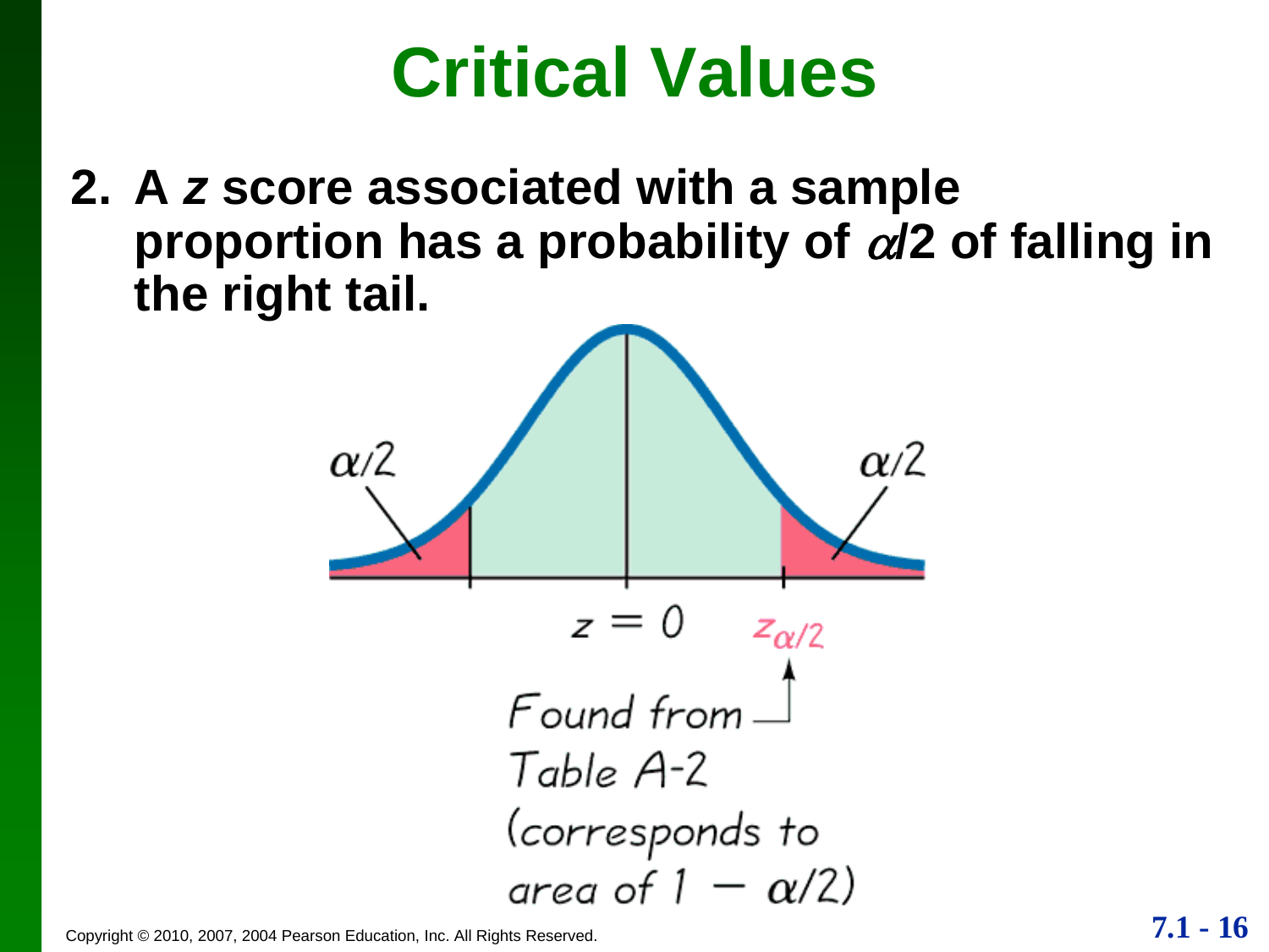# Critical Values

2. A $z$ score associated with a sample proportion has a probability of $\alpha/2$ of falling in the right tail.

$\alpha/2$ $\alpha/2$

$z = 0$ $z_{\alpha/2}$

Found from Table A-2 (corresponds to area of $1 - \alpha/2$)

Copyright © 2010, 2007, 2004 Pearson Education, Inc. All Rights Reserved.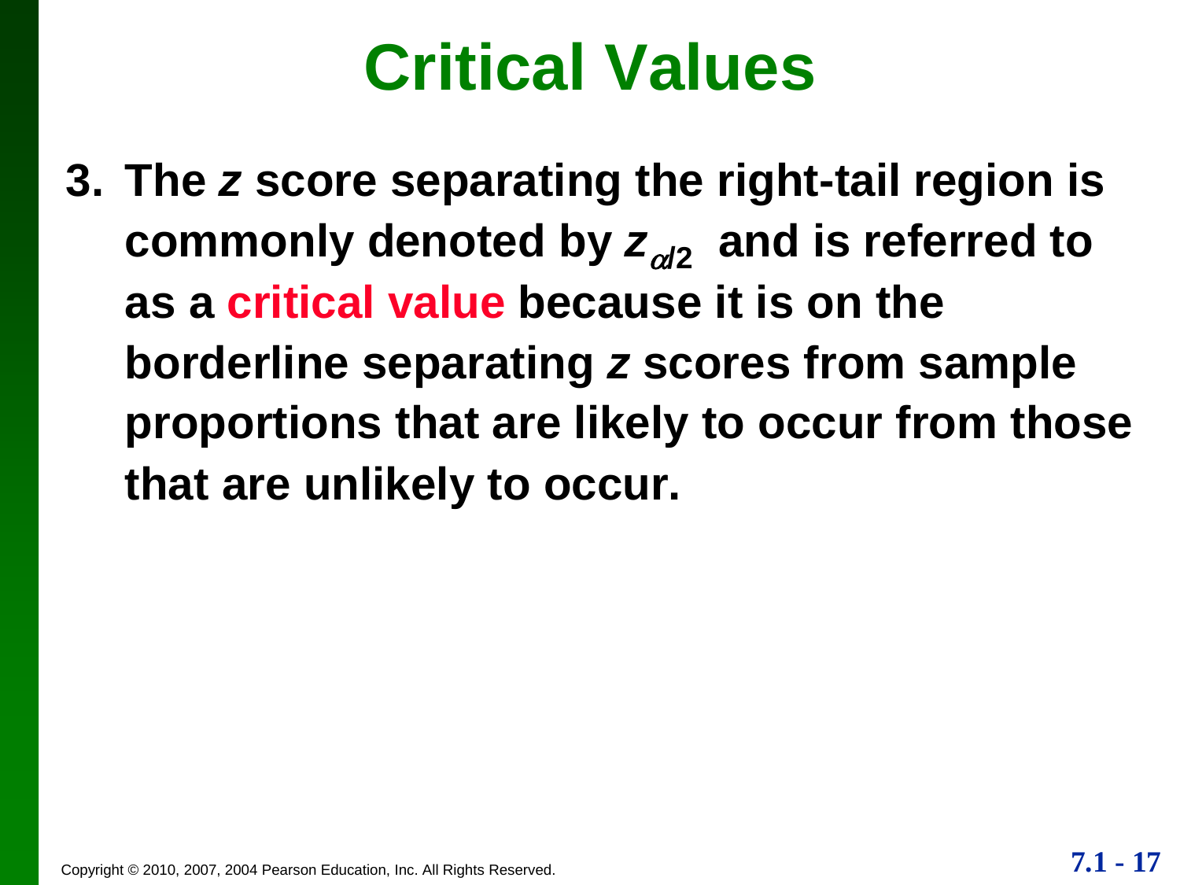# Critical Values

3. The $z$ score separating the right-tail region is commonly denoted by $z_{\alpha/2}$ and is referred to as a **critical value** because it is on the borderline separating $z$ scores from sample proportions that are likely to occur from those that are unlikely to occur.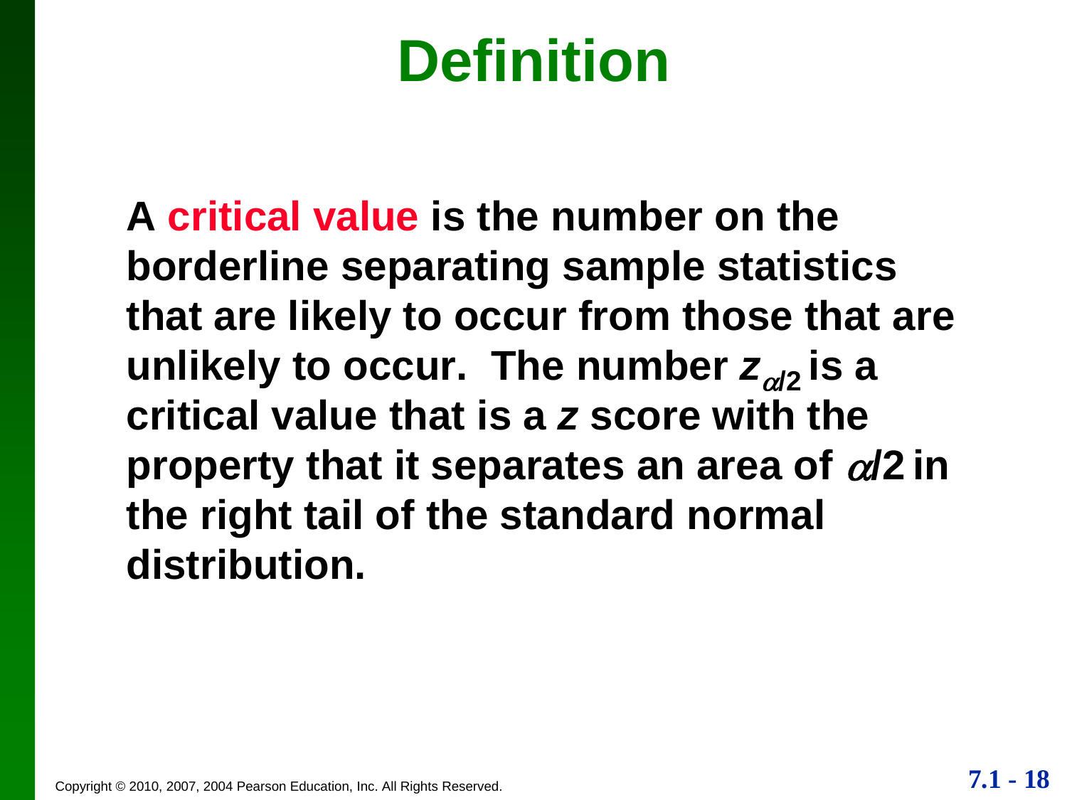# Definition

**A critical value is the number on the borderline separating sample statistics that are likely to occur from those that are unlikely to occur. The number $z_{\alpha/2}$ is a critical value that is a $z$ score with the property that it separates an area of $\alpha/2$ in the right tail of the standard normal distribution.**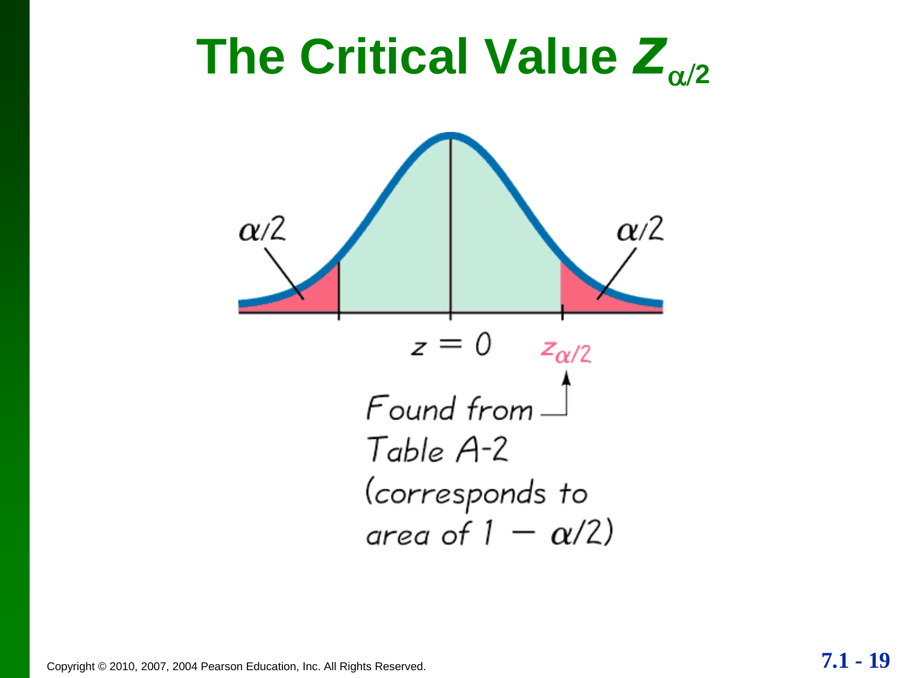# The Critical Value $z_{\alpha/2}$

$\alpha/2$

$\alpha/2$

$z = 0$

$z_{\alpha/2}$

Found from Table A-2 (corresponds to area of $1 - \alpha/2$)

Copyright © 2010, 2007, 2004 Pearson Education, Inc. All Rights Reserved.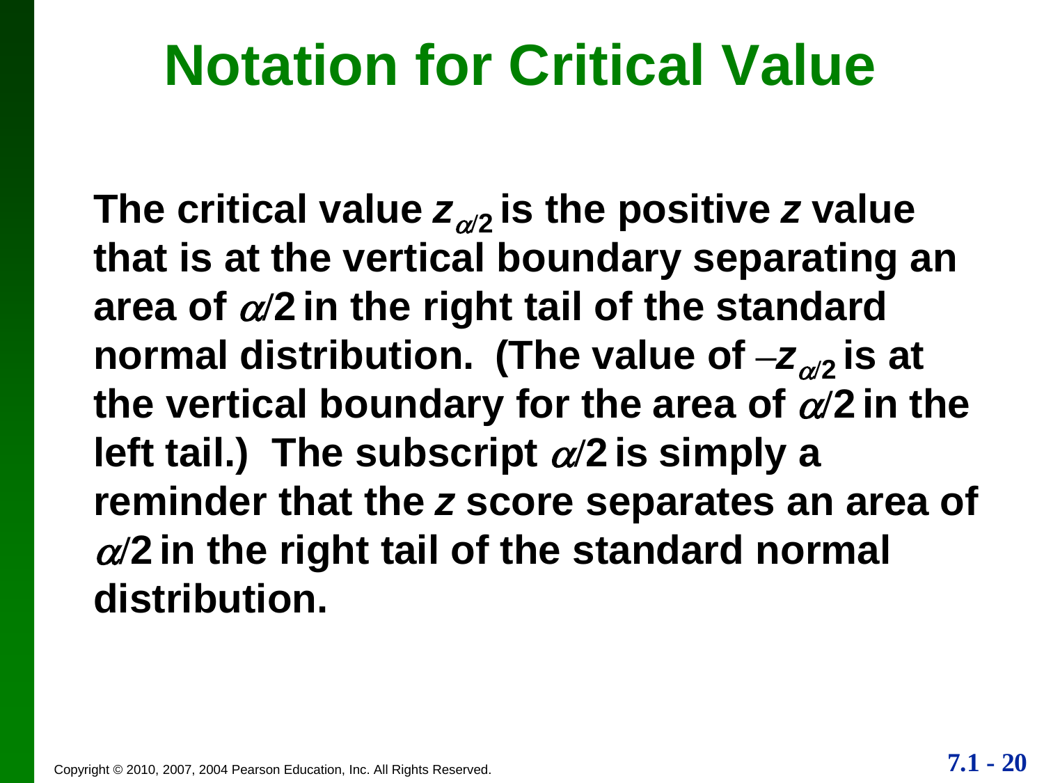# Notation for Critical Value

**The critical value $z_{\alpha/2}$ is the positive $z$ value that is at the vertical boundary separating an area of $\alpha/2$ in the right tail of the standard normal distribution. (The value of $-z_{\alpha/2}$ is at the vertical boundary for the area of $\alpha/2$ in the left tail.) The subscript $\alpha/2$ is simply a reminder that the $z$ score separates an area of $\alpha/2$ in the right tail of the standard normal distribution.**

Copyright © 2010, 2007, 2004 Pearson Education, Inc. All Rights Reserved.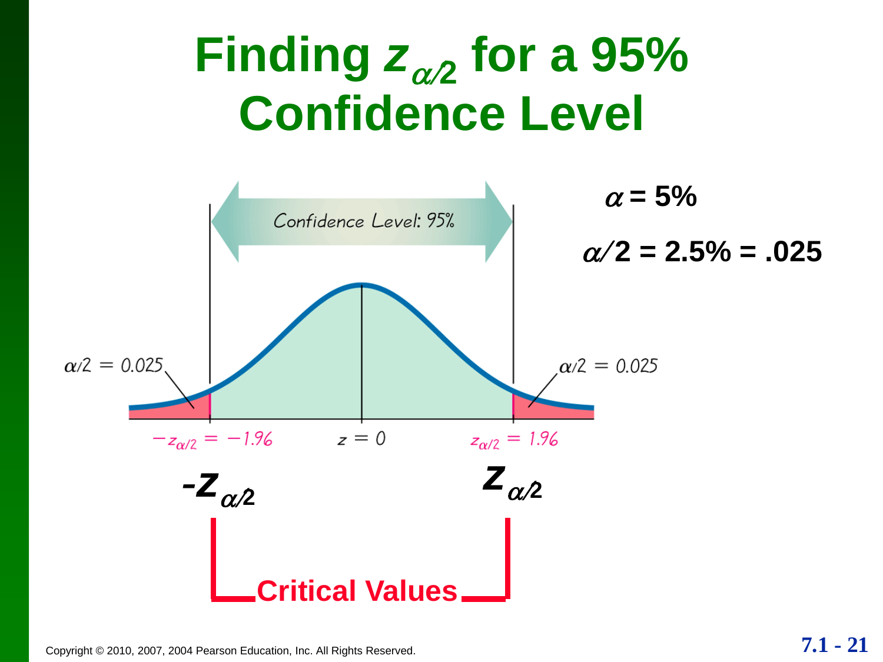# Finding $z_{\alpha/2}$ for a 95% Confidence Level

$\alpha = 5\%$

$\alpha/2 = 2.5\% = .025$

Confidence Level: 95%

$\alpha/2 = 0.025$ $\alpha/2 = 0.025$

$-z_{\alpha/2} = -1.96$ $z = 0$ $z_{\alpha/2} = 1.96$

$-z_{\alpha/2}$ $z_{\alpha/2}$

Critical Values

Copyright © 2010, 2007, 2004 Pearson Education, Inc. All Rights Reserved.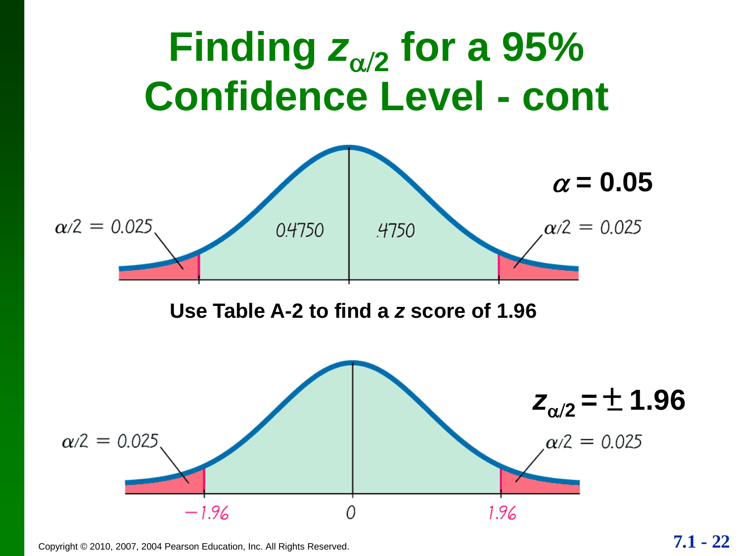# Finding $z_{\alpha/2}$ for a 95% Confidence Level - cont

$\alpha = 0.05$

$\alpha/2 = 0.025$ 0.4750 .4750 $\alpha/2 = 0.025$

**Use Table A-2 to find a *z* score of 1.96**

$z_{\alpha/2} = \pm 1.96$

$\alpha/2 = 0.025$ $\alpha/2 = 0.025$

−1.96 0 1.96

Copyright © 2010, 2007, 2004 Pearson Education, Inc. All Rights Reserved.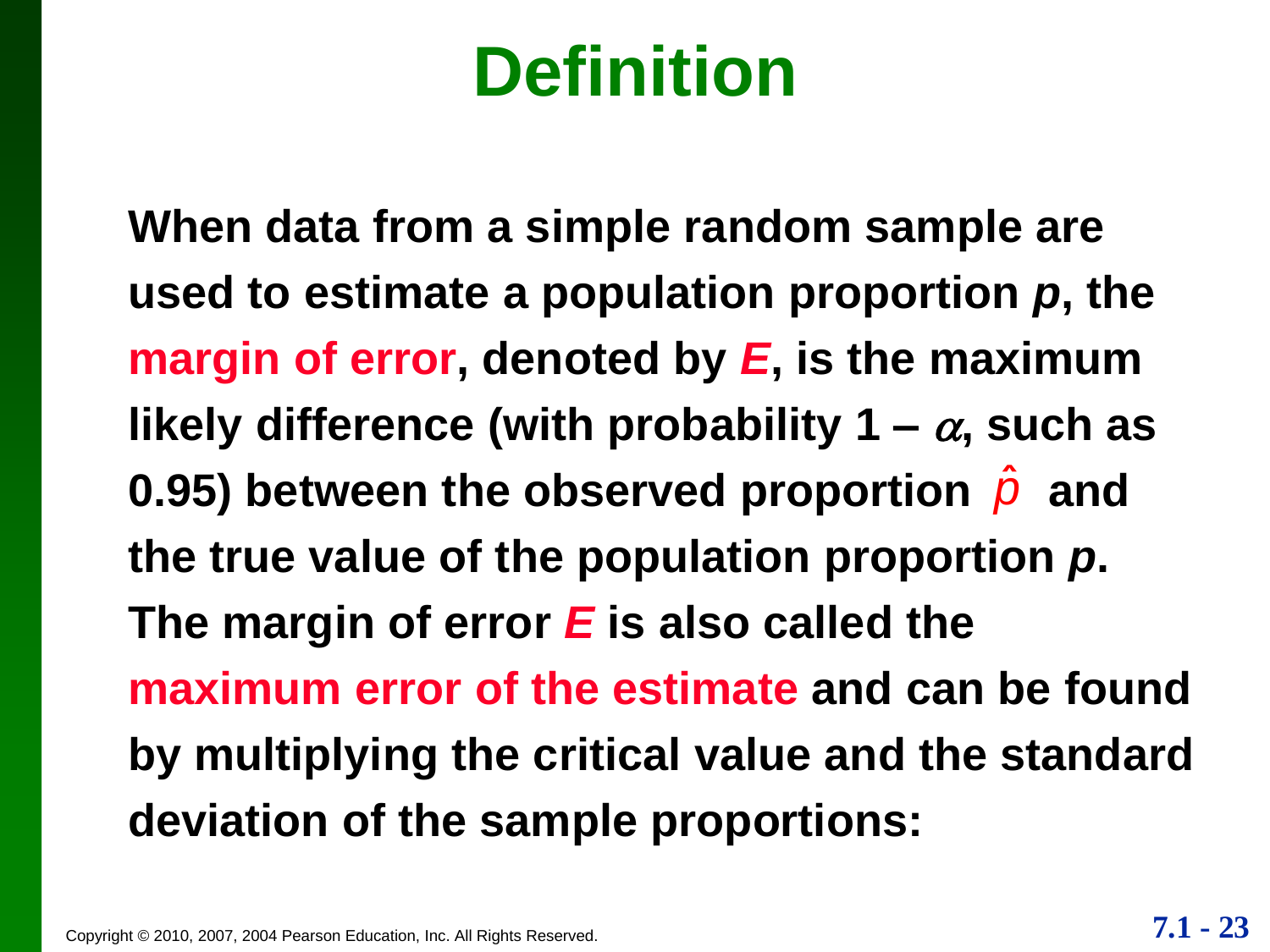# Definition

When data from a simple random sample are used to estimate a population proportion *p*, the **margin of error**, denoted by ***E***, is the maximum likely difference (with probability $1 - \alpha$, such as 0.95) between the observed proportion $\hat{p}$ and the true value of the population proportion *p*. The margin of error ***E*** is also called the **maximum error of the estimate** and can be found by multiplying the critical value and the standard deviation of the sample proportions: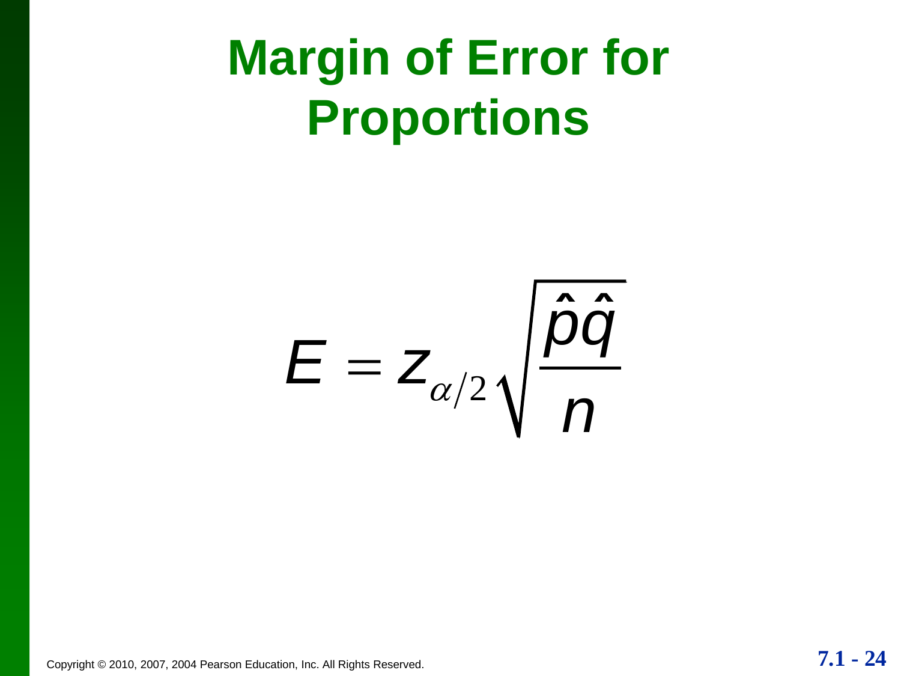# Margin of Error for Proportions

$$E = z_{\alpha/2}\sqrt{\frac{\hat{p}\hat{q}}{n}}$$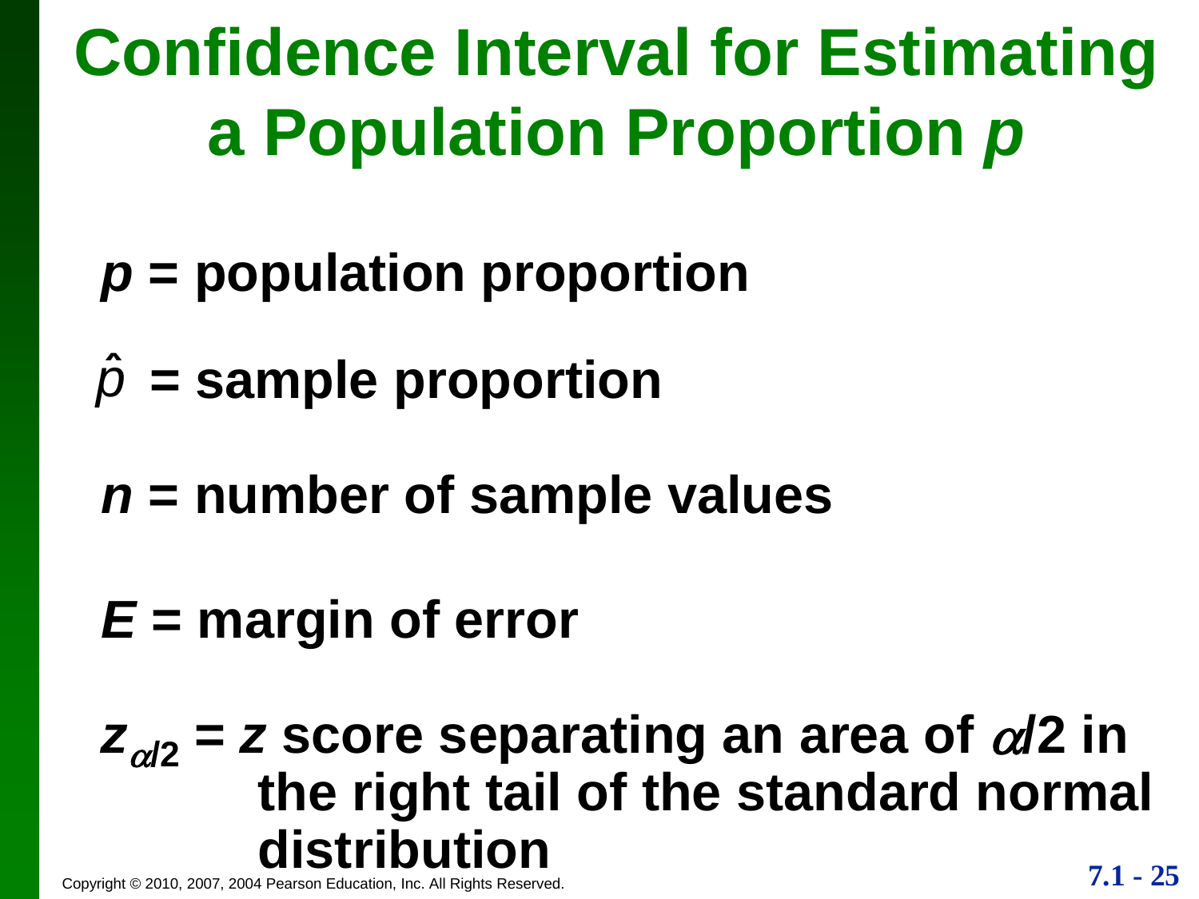# Confidence Interval for Estimating a Population Proportion $p$

$p$ = population proportion

$\hat{p}$ = sample proportion

$n$ = number of sample values

$E$ = margin of error

$z_{\alpha/2}$ = $z$ score separating an area of $\alpha/2$ in the right tail of the standard normal distribution

Copyright © 2010, 2007, 2004 Pearson Education, Inc. All Rights Reserved.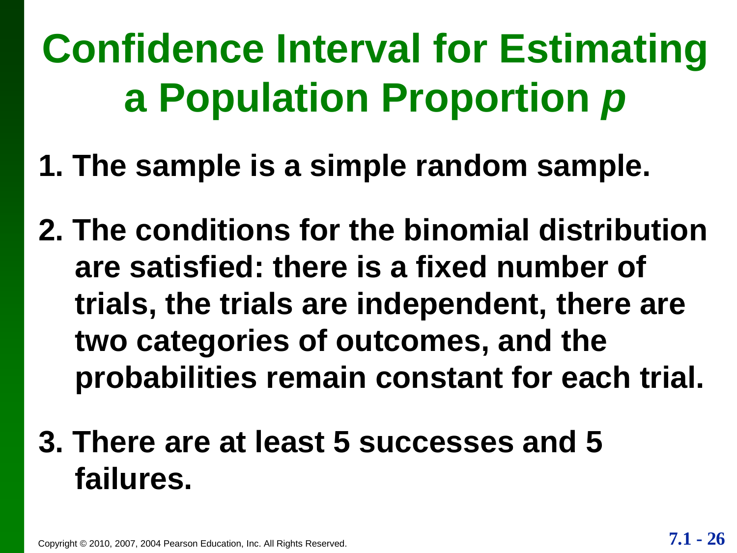# Confidence Interval for Estimating a Population Proportion *p*

1. The sample is a simple random sample.
2. The conditions for the binomial distribution are satisfied: there is a fixed number of trials, the trials are independent, there are two categories of outcomes, and the probabilities remain constant for each trial.
3. There are at least 5 successes and 5 failures.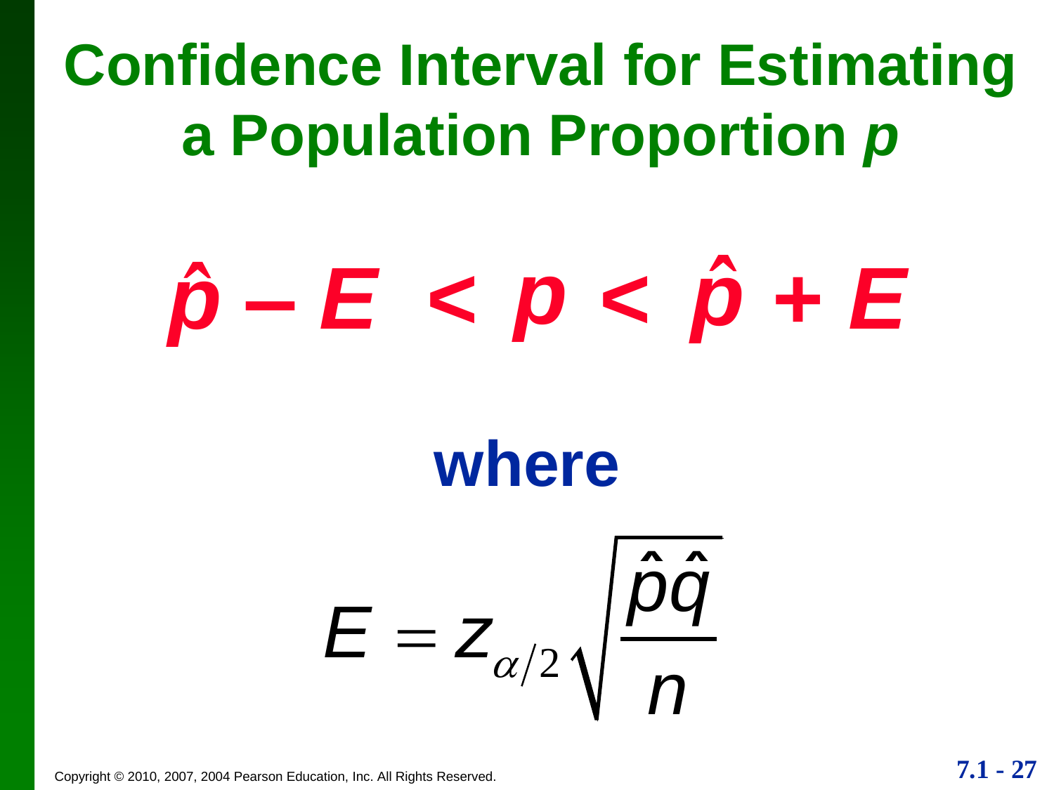# Confidence Interval for Estimating a Population Proportion *p*

$$\hat{p} - E < p < \hat{p} + E$$

**where**

$$E = z_{\alpha/2}\sqrt{\frac{\hat{p}\hat{q}}{n}}$$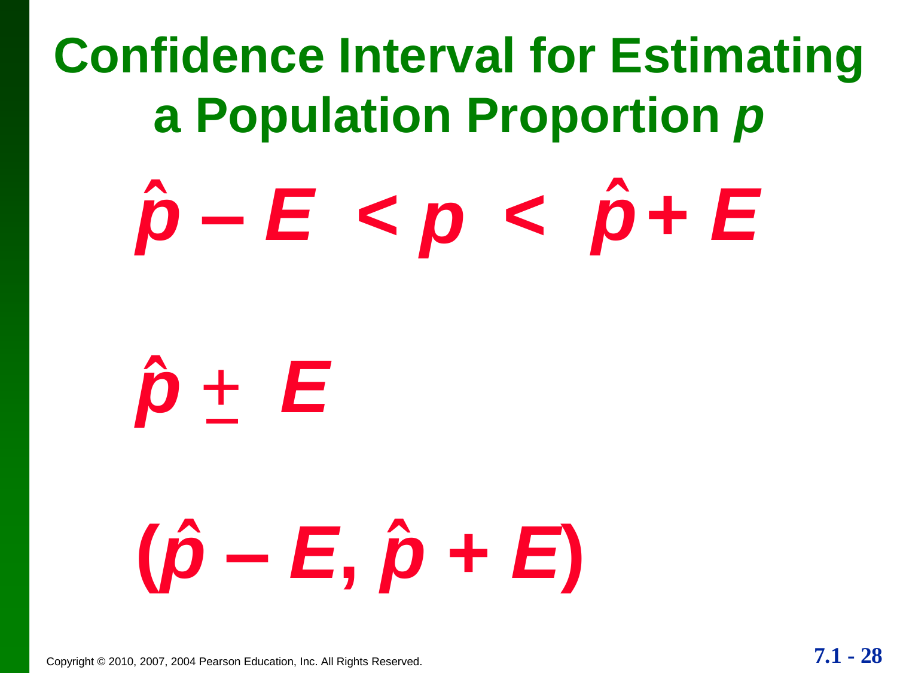# Confidence Interval for Estimating a Population Proportion $p$

$$\hat{p} - E < p < \hat{p} + E$$

$$\hat{p} \pm E$$

$$(\hat{p} - E, \hat{p} + E)$$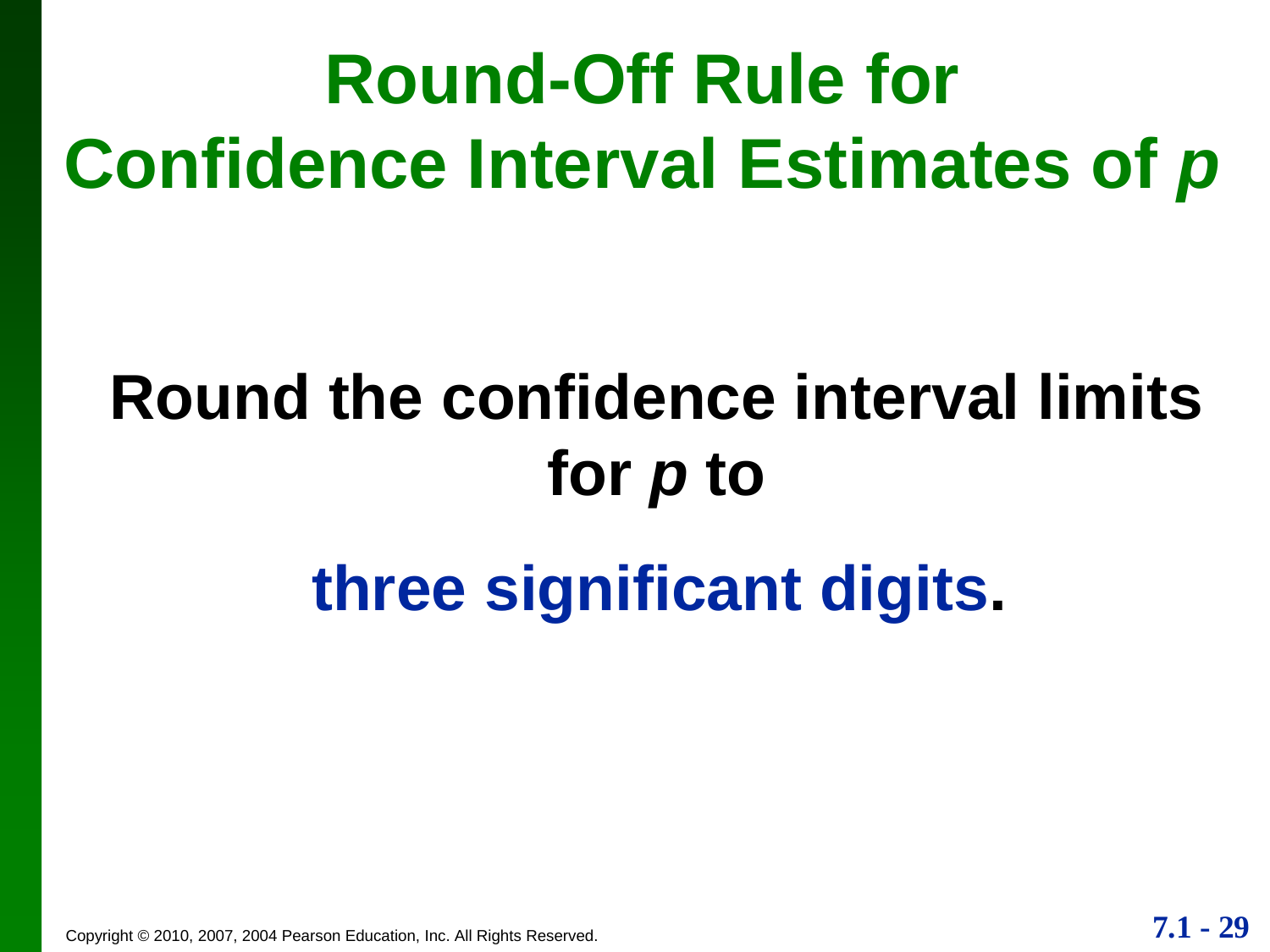# Round-Off Rule for Confidence Interval Estimates of $p$

**Round the confidence interval limits for $p$ to**

**three significant digits.**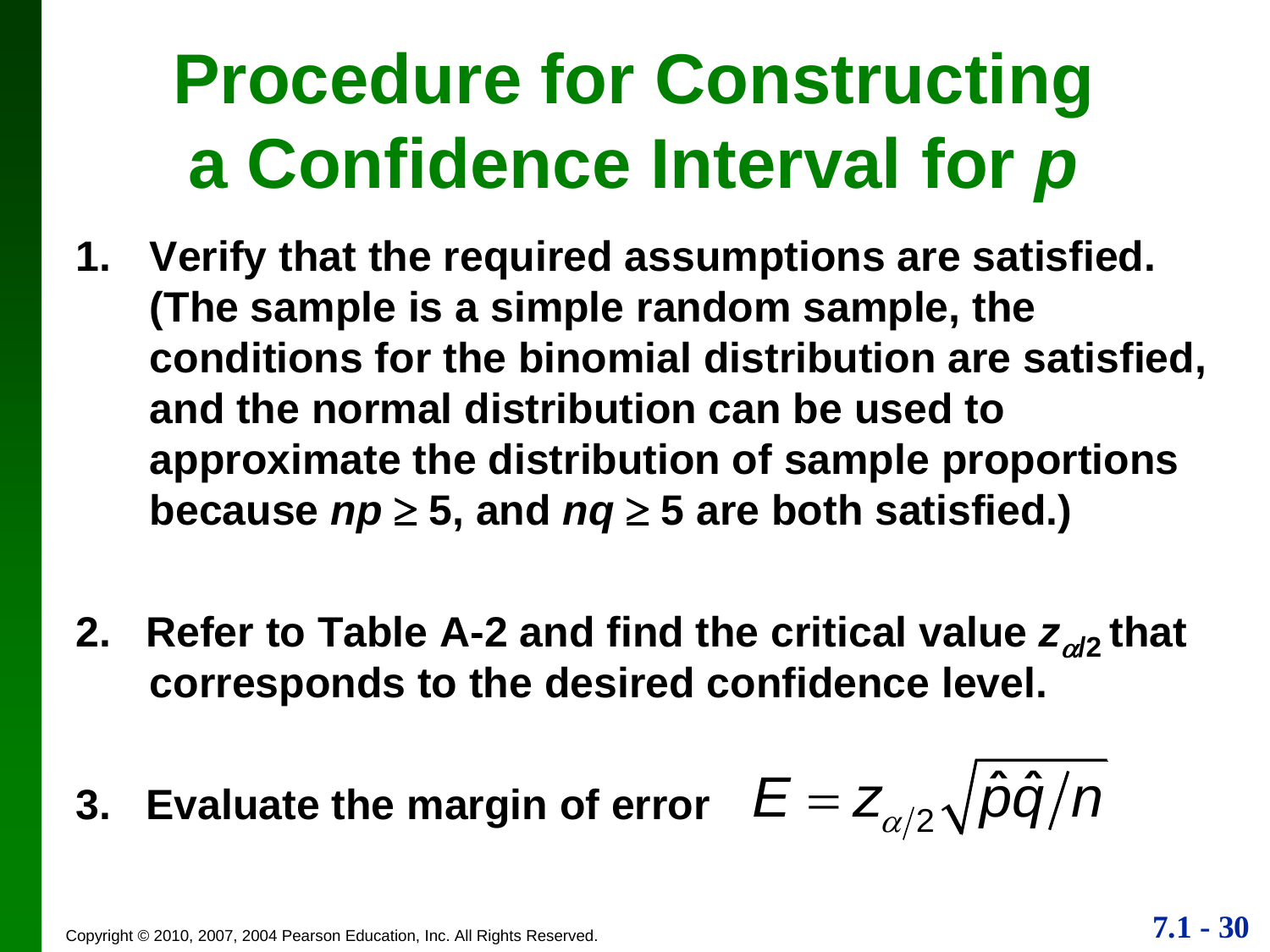# Procedure for Constructing a Confidence Interval for *p*

1. **Verify that the required assumptions are satisfied. (The sample is a simple random sample, the conditions for the binomial distribution are satisfied, and the normal distribution can be used to approximate the distribution of sample proportions because $np \geq 5$, and $nq \geq 5$ are both satisfied.)**

2. **Refer to Table A-2 and find the critical value $z_{\alpha/2}$ that corresponds to the desired confidence level.**

3. **Evaluate the margin of error** $E = z_{\alpha/2}\sqrt{\hat{p}\hat{q}/n}$

Copyright © 2010, 2007, 2004 Pearson Education, Inc. All Rights Reserved.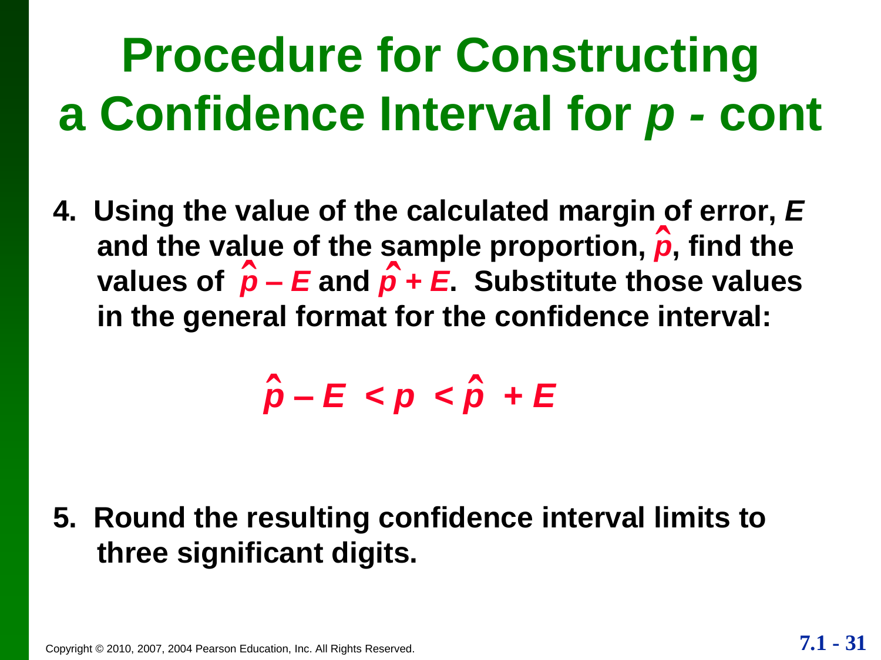# Procedure for Constructing a Confidence Interval for *p* - cont

4. Using the value of the calculated margin of error, $E$ and the value of the sample proportion, $\hat{p}$, find the values of $\hat{p} - E$ and $\hat{p} + E$. Substitute those values in the general format for the confidence interval:

$$\hat{p} - E < p < \hat{p} + E$$

5. Round the resulting confidence interval limits to three significant digits.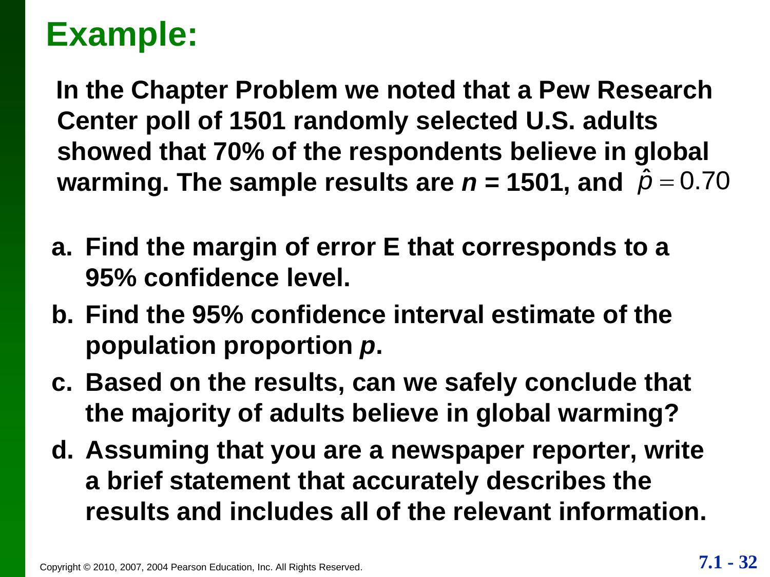# Example:

**In the Chapter Problem we noted that a Pew Research Center poll of 1501 randomly selected U.S. adults showed that 70% of the respondents believe in global warming. The sample results are $n$ = 1501, and $\hat{p} = 0.70$**

a. **Find the margin of error E that corresponds to a 95% confidence level.**

b. **Find the 95% confidence interval estimate of the population proportion $p$.**

c. **Based on the results, can we safely conclude that the majority of adults believe in global warming?**

d. **Assuming that you are a newspaper reporter, write a brief statement that accurately describes the results and includes all of the relevant information.**

Copyright © 2010, 2007, 2004 Pearson Education, Inc. All Rights Reserved.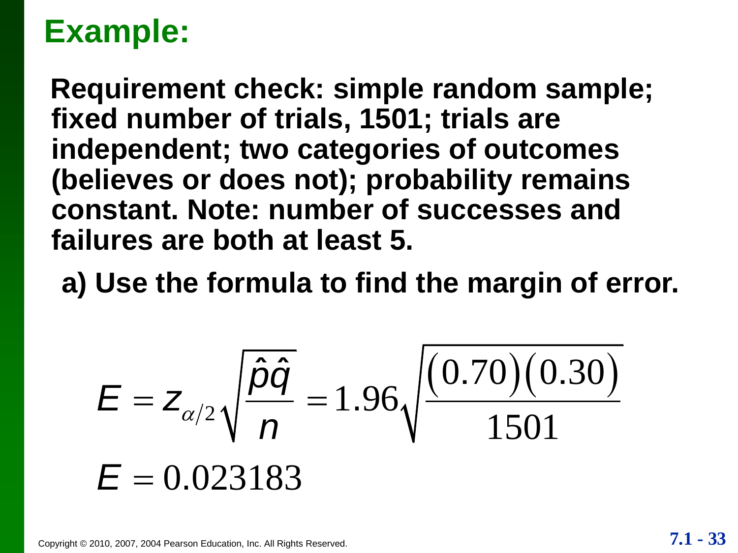# Example:

**Requirement check: simple random sample; fixed number of trials, 1501; trials are independent; two categories of outcomes (believes or does not); probability remains constant. Note: number of successes and failures are both at least 5.**

**a) Use the formula to find the margin of error.**

$$E = z_{\alpha/2}\sqrt{\frac{\hat{p}\hat{q}}{n}} = 1.96\sqrt{\frac{(0.70)(0.30)}{1501}}$$

$$E = 0.023183$$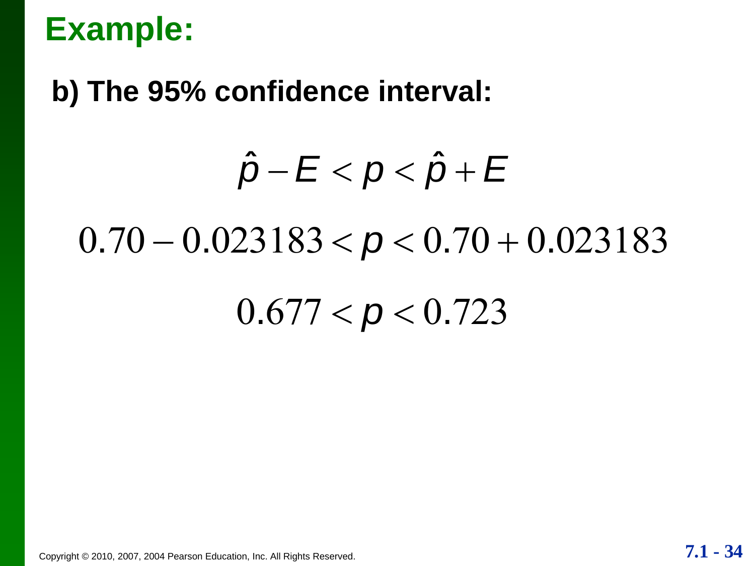## Example:

**b) The 95% confidence interval:**

$$\hat{p} - E < p < \hat{p} + E$$

$$0.70 - 0.023183 < p < 0.70 + 0.023183$$

$$0.677 < p < 0.723$$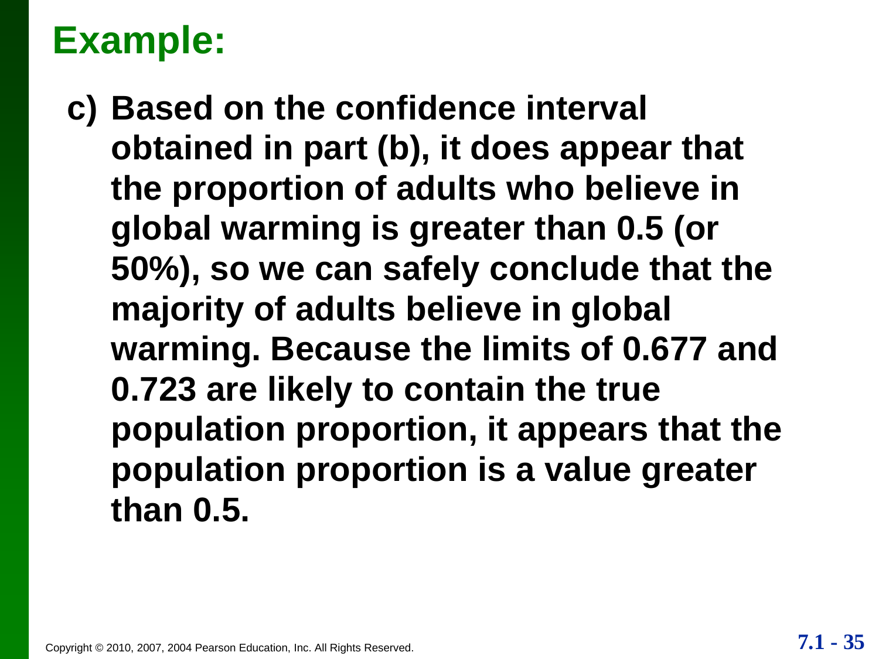# Example:

c) Based on the confidence interval obtained in part (b), it does appear that the proportion of adults who believe in global warming is greater than 0.5 (or 50%), so we can safely conclude that the majority of adults believe in global warming. Because the limits of 0.677 and 0.723 are likely to contain the true population proportion, it appears that the population proportion is a value greater than 0.5.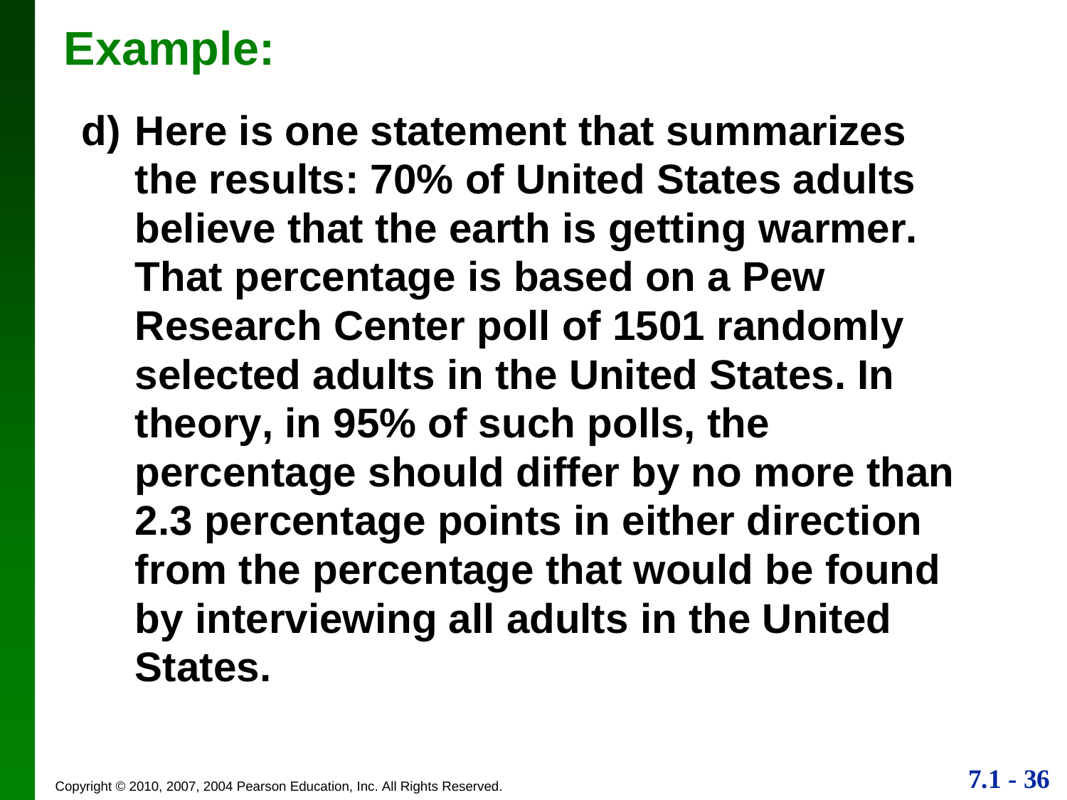# Example:

d) Here is one statement that summarizes the results: 70% of United States adults believe that the earth is getting warmer. That percentage is based on a Pew Research Center poll of 1501 randomly selected adults in the United States. In theory, in 95% of such polls, the percentage should differ by no more than 2.3 percentage points in either direction from the percentage that would be found by interviewing all adults in the United States.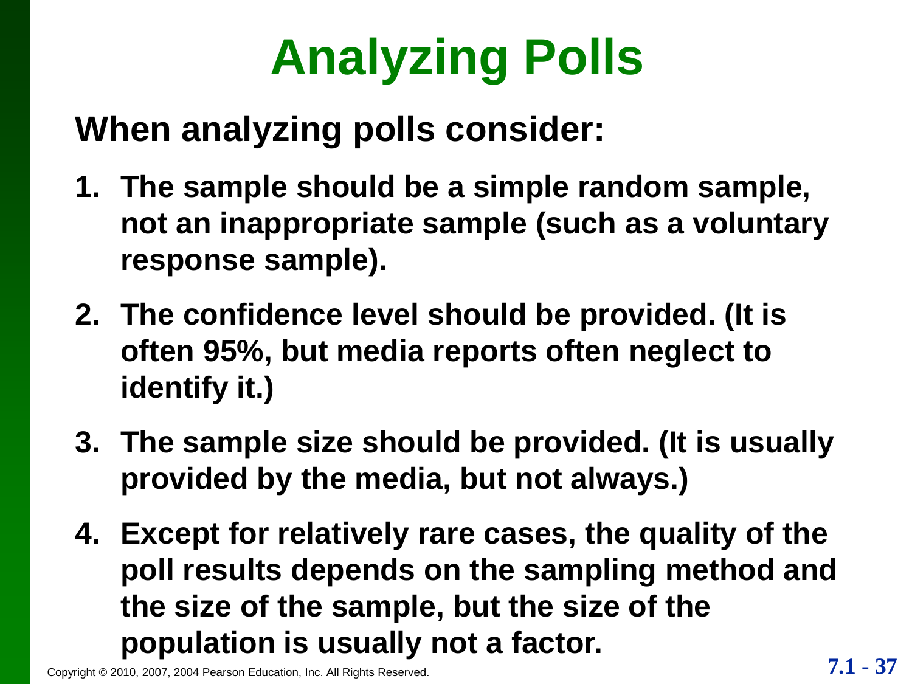# Analyzing Polls

**When analyzing polls consider:**

1. **The sample should be a simple random sample, not an inappropriate sample (such as a voluntary response sample).**
2. **The confidence level should be provided. (It is often 95%, but media reports often neglect to identify it.)**
3. **The sample size should be provided. (It is usually provided by the media, but not always.)**
4. **Except for relatively rare cases, the quality of the poll results depends on the sampling method and the size of the sample, but the size of the population is usually not a factor.**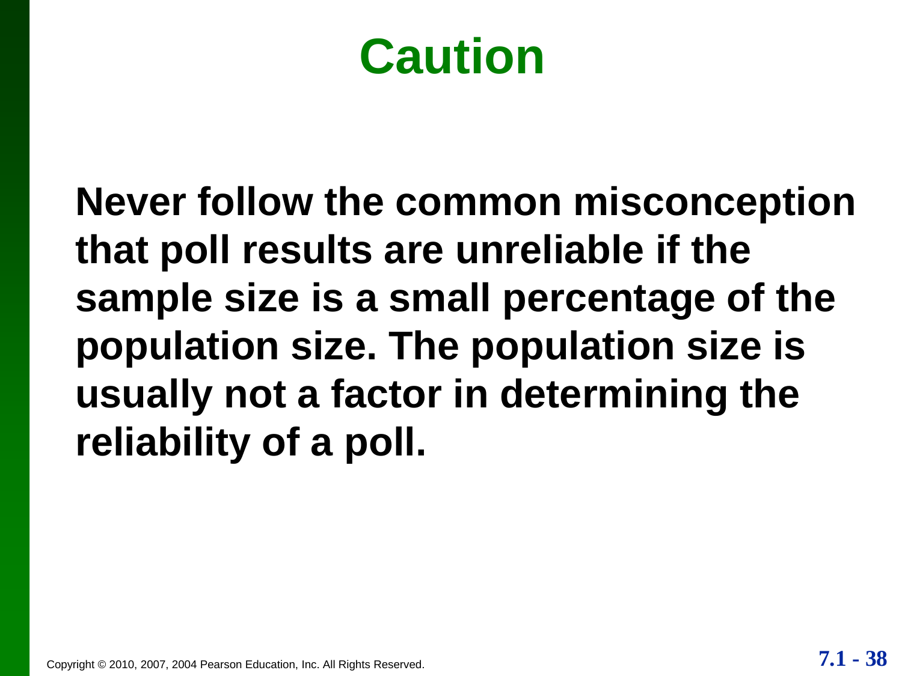# Caution

**Never follow the common misconception that poll results are unreliable if the sample size is a small percentage of the population size. The population size is usually not a factor in determining the reliability of a poll.**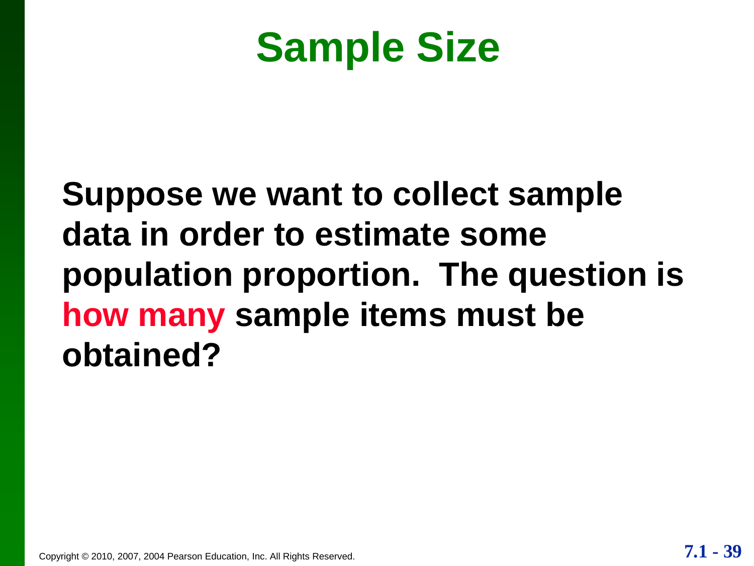# Sample Size

**Suppose we want to collect sample data in order to estimate some population proportion. The question is how many sample items must be obtained?**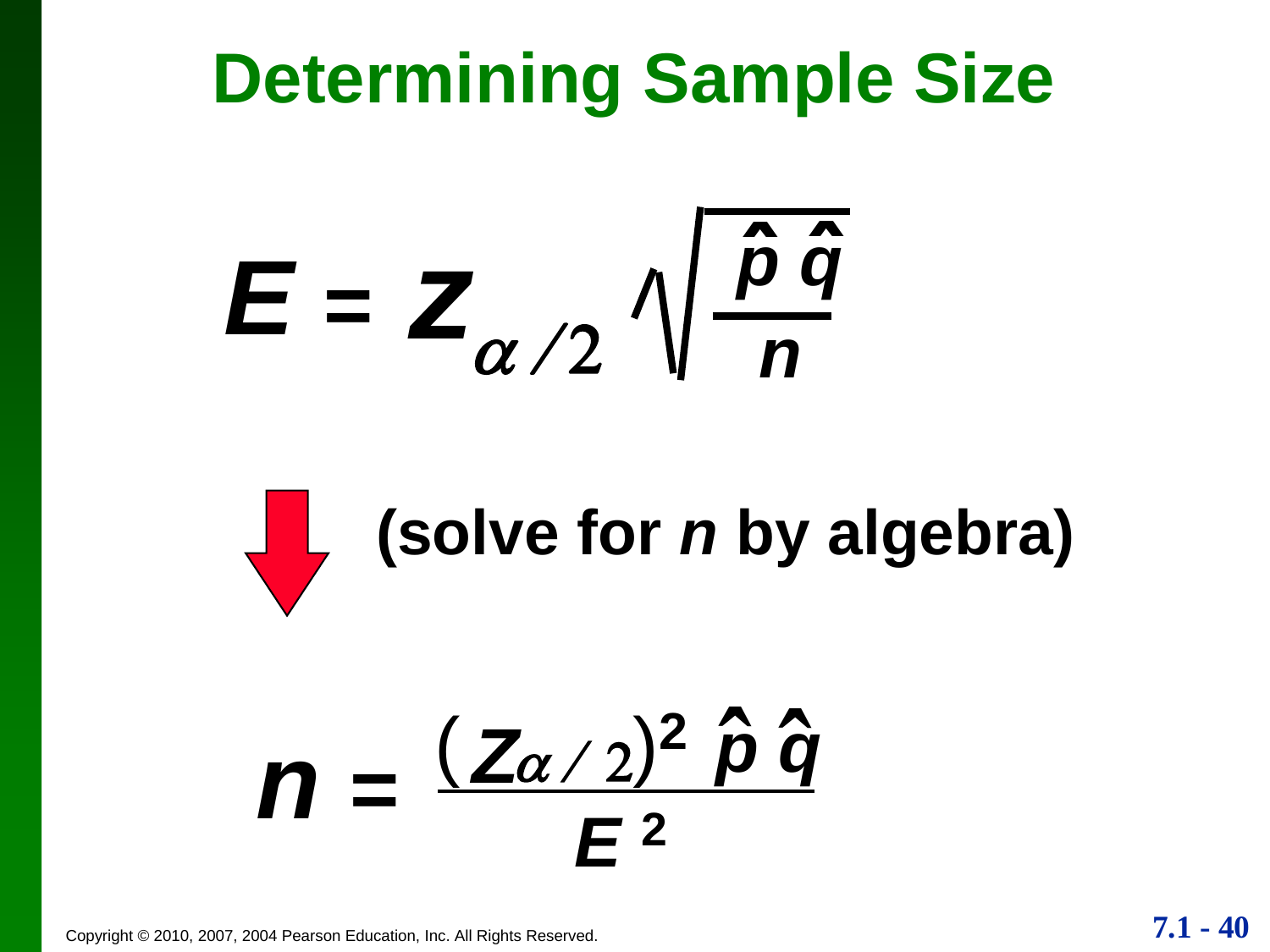# Determining Sample Size

$$E = z_{\alpha/2}\sqrt{\frac{\hat{p}\,\hat{q}}{n}}$$

**(solve for *n* by algebra)**

$$n = \frac{(z_{\alpha/2})^2\,\hat{p}\,\hat{q}}{E^2}$$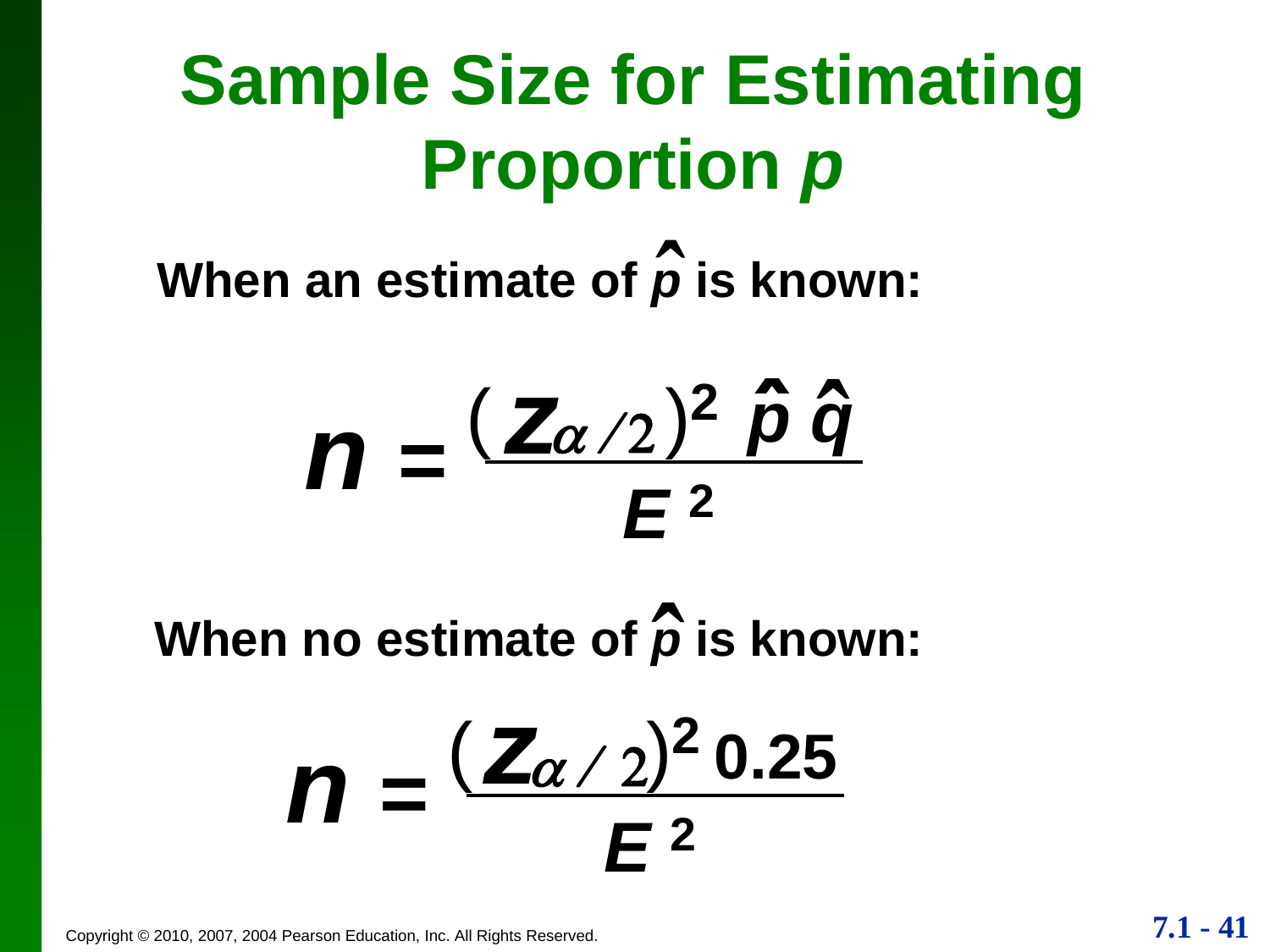# Sample Size for Estimating Proportion $p$

**When an estimate of $\hat{p}$ is known:**

$$n = \frac{(z_{\alpha/2})^2 \, \hat{p} \, \hat{q}}{E^2}$$

**When no estimate of $\hat{p}$ is known:**

$$n = \frac{(z_{\alpha/2})^2 \, 0.25}{E^2}$$

Copyright © 2010, 2007, 2004 Pearson Education, Inc. All Rights Reserved.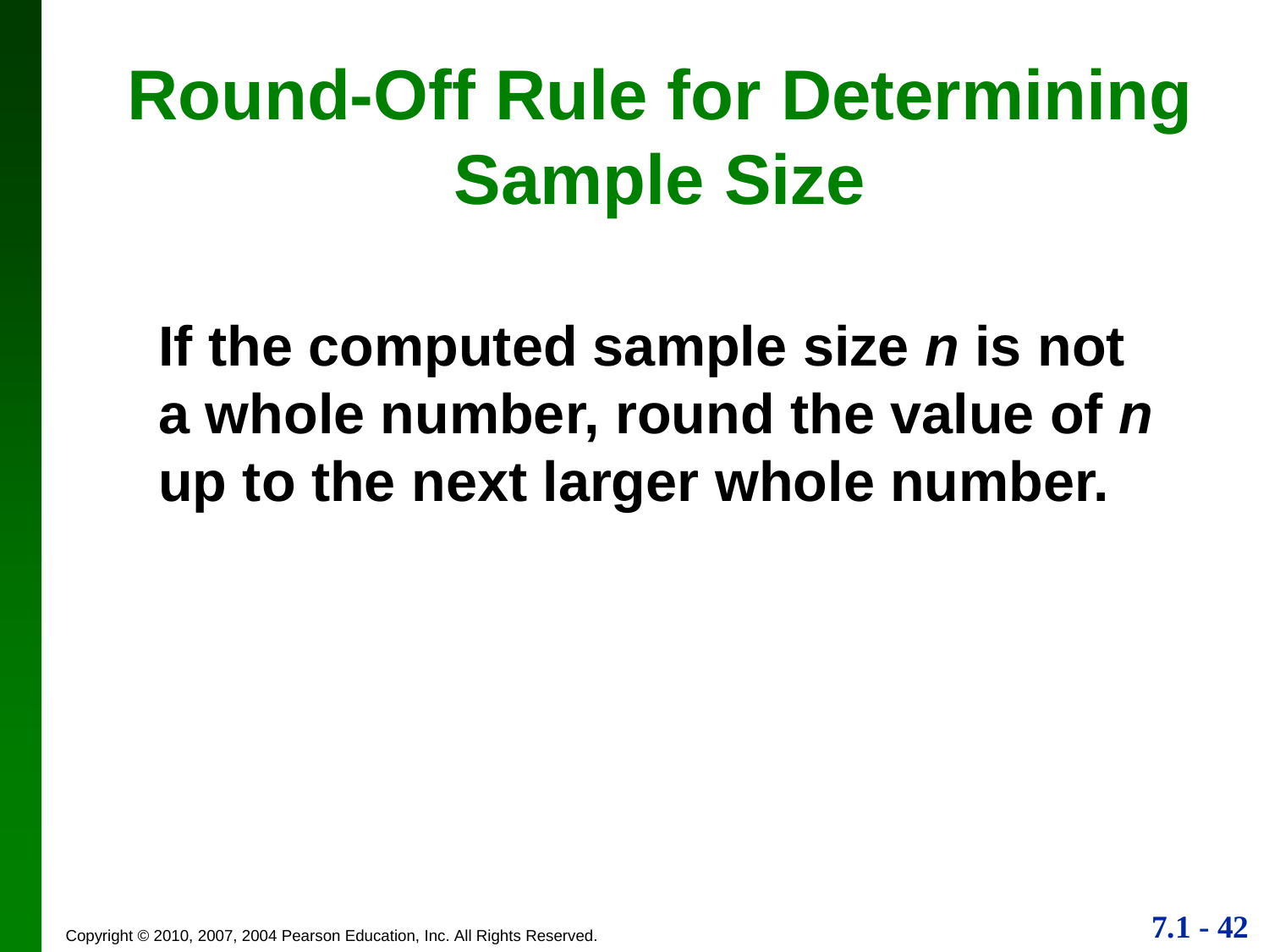# Round-Off Rule for Determining Sample Size

**If the computed sample size $n$ is not a whole number, round the value of $n$ up to the next larger whole number.**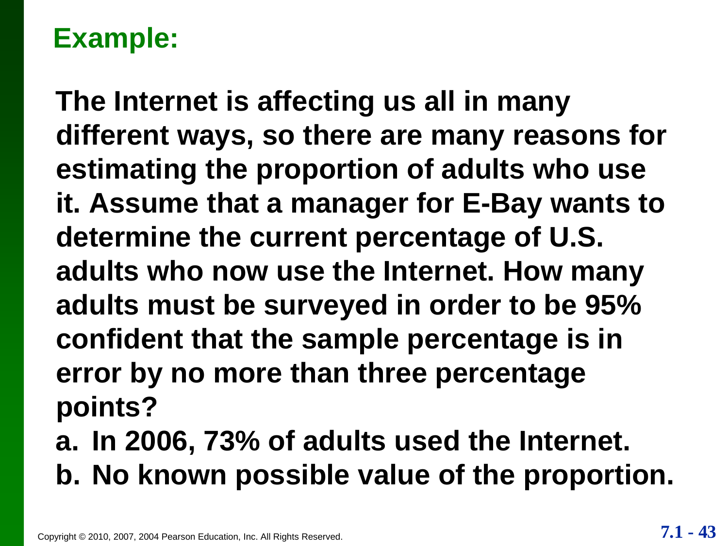## Example:

The Internet is affecting us all in many different ways, so there are many reasons for estimating the proportion of adults who use it. Assume that a manager for E-Bay wants to determine the current percentage of U.S. adults who now use the Internet. How many adults must be surveyed in order to be 95% confident that the sample percentage is in error by no more than three percentage points?

a. In 2006, 73% of adults used the Internet.

b. No known possible value of the proportion.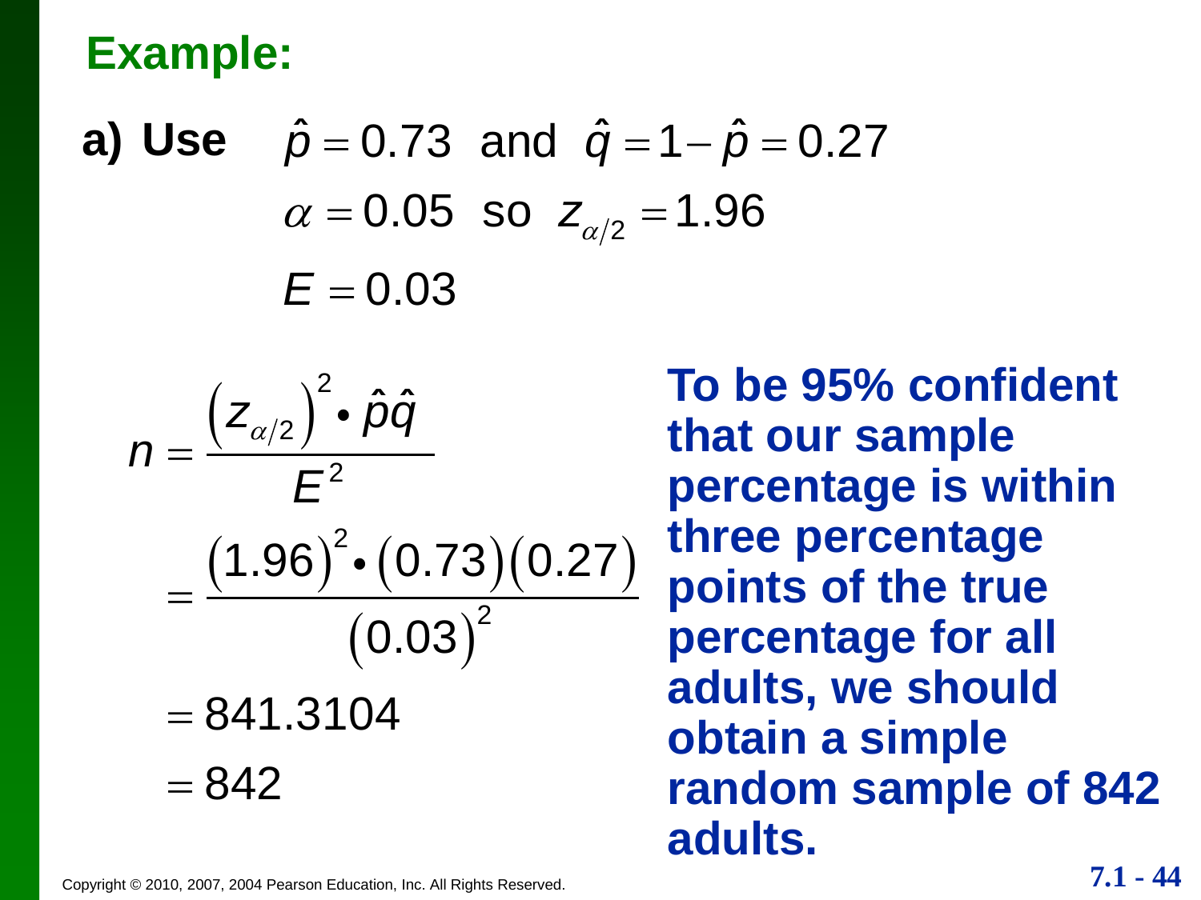## Example:

**a) Use** $\hat{p} = 0.73$ and $\hat{q} = 1 - \hat{p} = 0.27$

$\alpha = 0.05$ so $z_{\alpha/2} = 1.96$

$E = 0.03$

$$n = \frac{\left(z_{\alpha/2}\right)^2 \bullet \hat{p}\hat{q}}{E^2}$$

$$= \frac{(1.96)^2 \bullet (0.73)(0.27)}{(0.03)^2}$$

$$= 841.3104$$

$$= 842$$

**To be 95% confident that our sample percentage is within three percentage points of the true percentage for all adults, we should obtain a simple random sample of 842 adults.**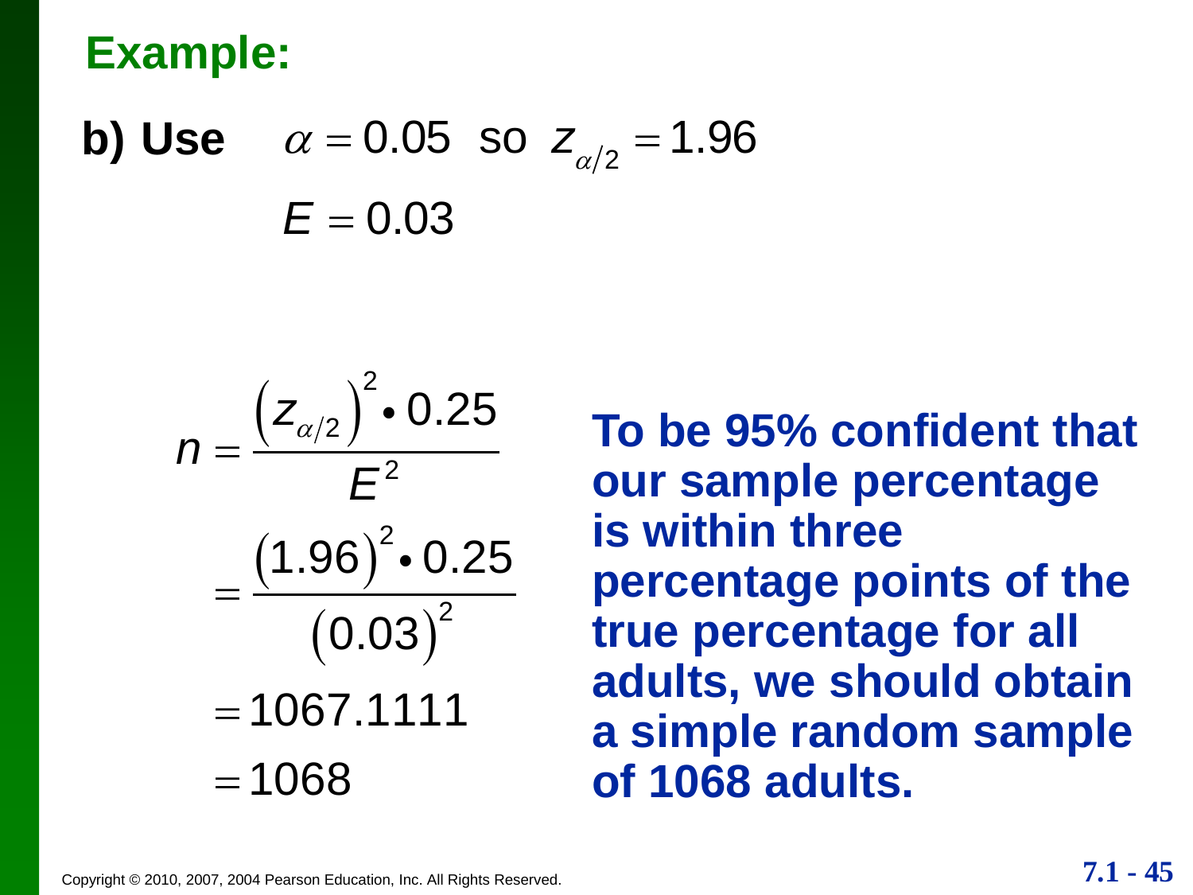## Example:

**b) Use** $\alpha = 0.05$ so $z_{\alpha/2} = 1.96$

$E = 0.03$

$$n = \frac{\left(z_{\alpha/2}\right)^2 \bullet 0.25}{E^2}$$

$$= \frac{(1.96)^2 \bullet 0.25}{(0.03)^2}$$

$$= 1067.1111$$

$$= 1068$$

**To be 95% confident that our sample percentage is within three percentage points of the true percentage for all adults, we should obtain a simple random sample of 1068 adults.**

Copyright © 2010, 2007, 2004 Pearson Education, Inc. All Rights Reserved.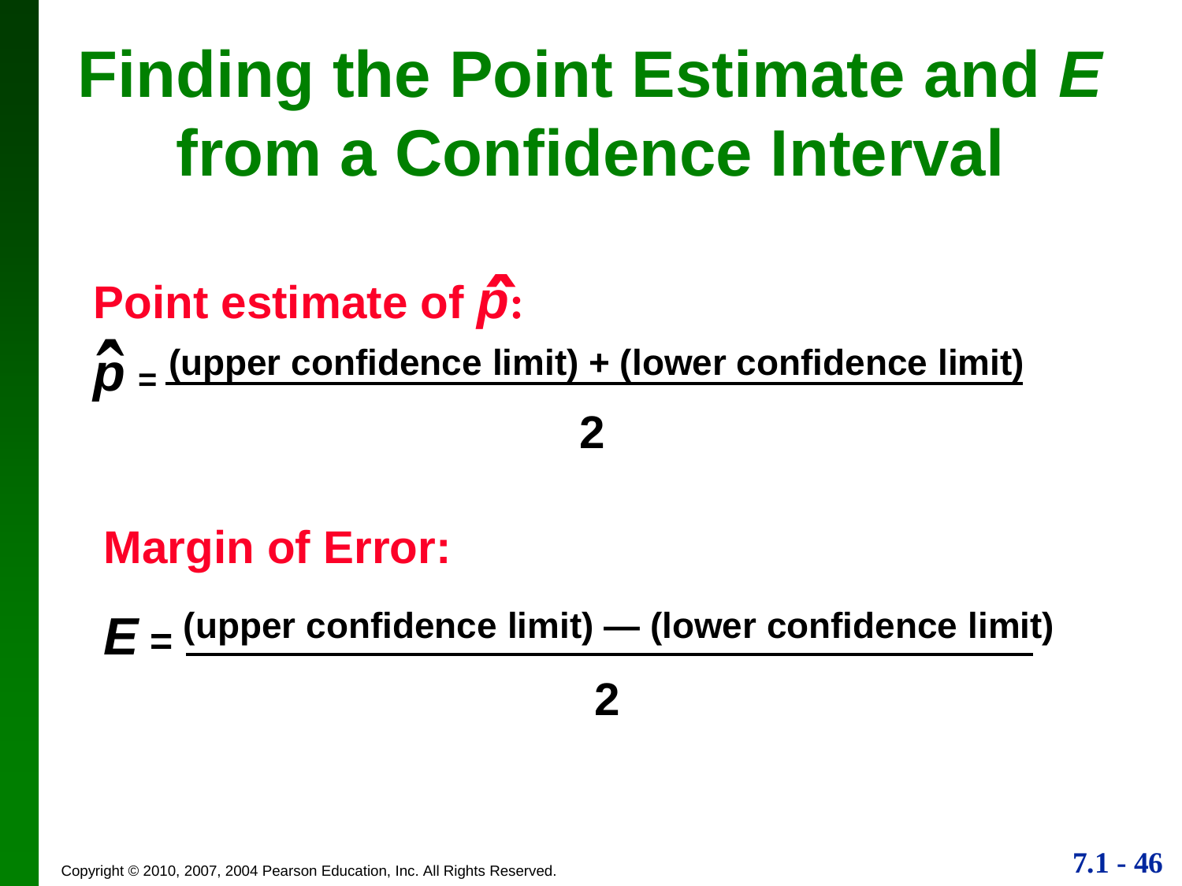# Finding the Point Estimate and *E* from a Confidence Interval

**Point estimate of $\hat{p}$:**

$$\hat{p} = \frac{\text{(upper confidence limit)} + \text{(lower confidence limit)}}{2}$$

**Margin of Error:**

$$E = \frac{\text{(upper confidence limit)} - \text{(lower confidence limit)}}{2}$$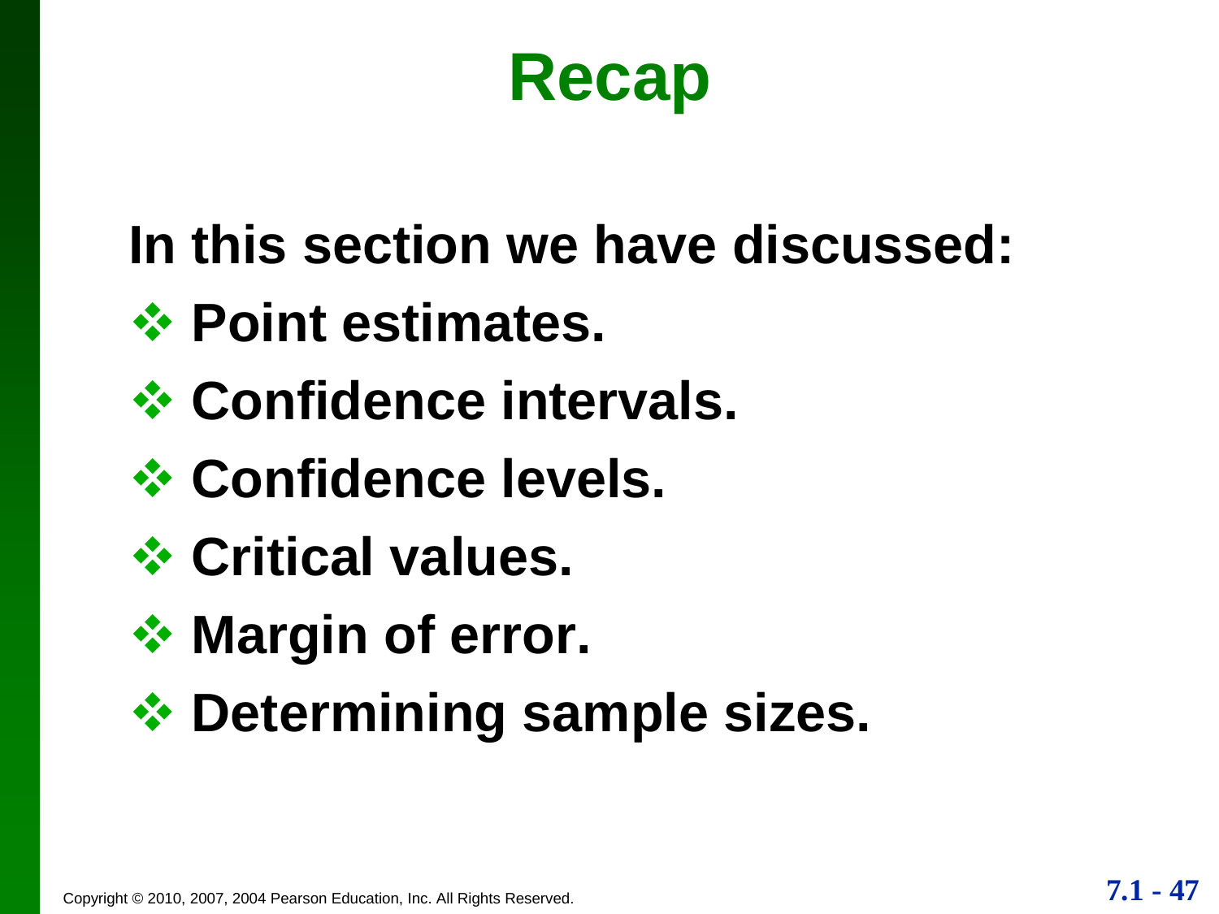# Recap

**In this section we have discussed:**

- **Point estimates.**
- **Confidence intervals.**
- **Confidence levels.**
- **Critical values.**
- **Margin of error.**
- **Determining sample sizes.**